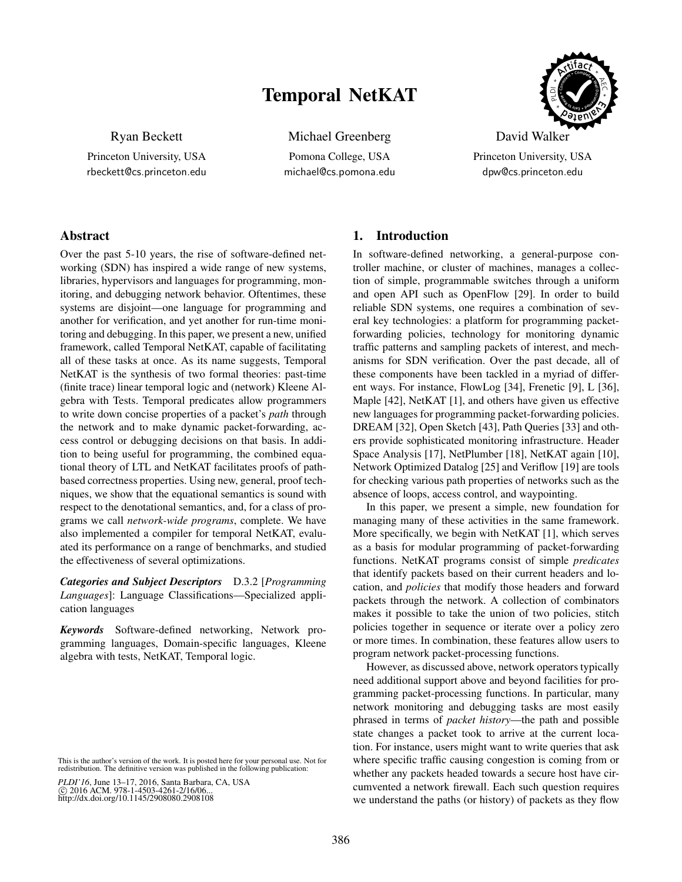# Temporal NetKAT

Ryan Beckett
Princeton University, USA
rbeckett@cs.princeton.edu

Michael Greenberg
Pomona College, USA
michael@cs.pomona.edu

David Walker
Princeton University, USA
dpw@cs.princeton.edu

## Abstract

Over the past 5-10 years, the rise of software-defined networking (SDN) has inspired a wide range of new systems, libraries, hypervisors and languages for programming, monitoring, and debugging network behavior. Oftentimes, these systems are disjoint—one language for programming and another for verification, and yet another for run-time monitoring and debugging. In this paper, we present a new, unified framework, called Temporal NetKAT, capable of facilitating all of these tasks at once. As its name suggests, Temporal NetKAT is the synthesis of two formal theories: past-time (finite trace) linear temporal logic and (network) Kleene Algebra with Tests. Temporal predicates allow programmers to write down concise properties of a packet's *path* through the network and to make dynamic packet-forwarding, access control or debugging decisions on that basis. In addition to being useful for programming, the combined equational theory of LTL and NetKAT facilitates proofs of path-based correctness properties. Using new, general, proof techniques, we show that the equational semantics is sound with respect to the denotational semantics, and, for a class of programs we call *network-wide programs*, complete. We have also implemented a compiler for temporal NetKAT, evaluated its performance on a range of benchmarks, and studied the effectiveness of several optimizations.

***Categories and Subject Descriptors*** D.3.2 [*Programming Languages*]: Language Classifications—Specialized application languages

***Keywords*** Software-defined networking, Network programming languages, Domain-specific languages, Kleene algebra with tests, NetKAT, Temporal logic.

This is the author's version of the work. It is posted here for your personal use. Not for redistribution. The definitive version was published in the following publication:

*PLDI'16*, June 13–17, 2016, Santa Barbara, CA, USA
© 2016 ACM. 978-1-4503-4261-2/16/06...
http://dx.doi.org/10.1145/2908080.2908108

## 1. Introduction

In software-defined networking, a general-purpose controller machine, or cluster of machines, manages a collection of simple, programmable switches through a uniform and open API such as OpenFlow [29]. In order to build reliable SDN systems, one requires a combination of several key technologies: a platform for programming packet-forwarding policies, technology for monitoring dynamic traffic patterns and sampling packets of interest, and mechanisms for SDN verification. Over the past decade, all of these components have been tackled in a myriad of different ways. For instance, FlowLog [34], Frenetic [9], L [36], Maple [42], NetKAT [1], and others have given us effective new languages for programming packet-forwarding policies. DREAM [32], Open Sketch [43], Path Queries [33] and others provide sophisticated monitoring infrastructure. Header Space Analysis [17], NetPlumber [18], NetKAT again [10], Network Optimized Datalog [25] and Veriflow [19] are tools for checking various path properties of networks such as the absence of loops, access control, and waypointing.

In this paper, we present a simple, new foundation for managing many of these activities in the same framework. More specifically, we begin with NetKAT [1], which serves as a basis for modular programming of packet-forwarding functions. NetKAT programs consist of simple *predicates* that identify packets based on their current headers and location, and *policies* that modify those headers and forward packets through the network. A collection of combinators makes it possible to take the union of two policies, stitch policies together in sequence or iterate over a policy zero or more times. In combination, these features allow users to program network packet-processing functions.

However, as discussed above, network operators typically need additional support above and beyond facilities for programming packet-processing functions. In particular, many network monitoring and debugging tasks are most easily phrased in terms of *packet history*—the path and possible state changes a packet took to arrive at the current location. For instance, users might want to write queries that ask where specific traffic causing congestion is coming from or whether any packets headed towards a secure host have circumvented a network firewall. Each such question requires we understand the paths (or history) of packets as they flow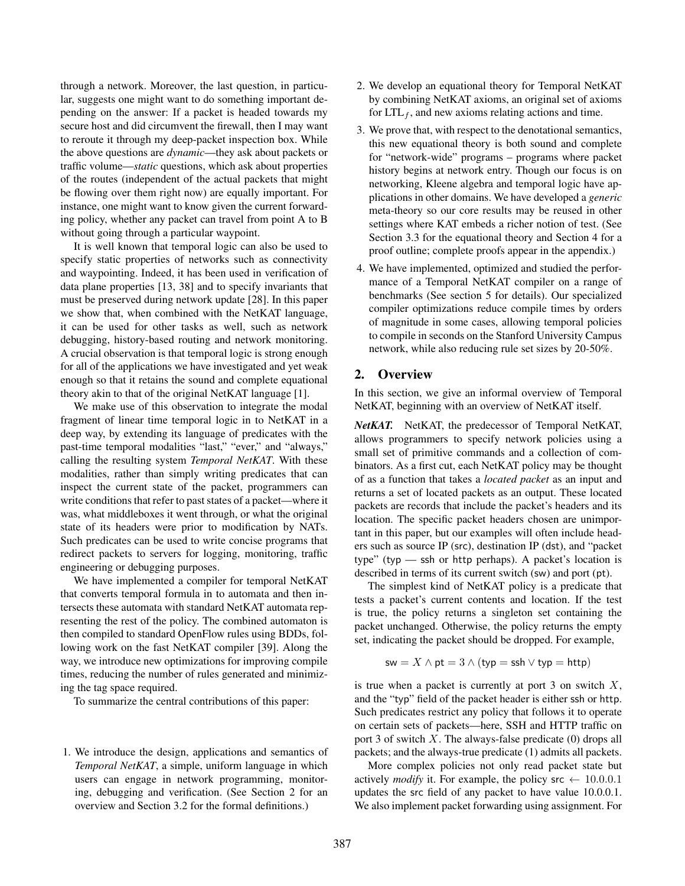through a network. Moreover, the last question, in particular, suggests one might want to do something important depending on the answer: If a packet is headed towards my secure host and did circumvent the firewall, then I may want to reroute it through my deep-packet inspection box. While the above questions are *dynamic*—they ask about packets or traffic volume—*static* questions, which ask about properties of the routes (independent of the actual packets that might be flowing over them right now) are equally important. For instance, one might want to know given the current forwarding policy, whether any packet can travel from point A to B without going through a particular waypoint.

It is well known that temporal logic can also be used to specify static properties of networks such as connectivity and waypointing. Indeed, it has been used in verification of data plane properties [13, 38] and to specify invariants that must be preserved during network update [28]. In this paper we show that, when combined with the NetKAT language, it can be used for other tasks as well, such as network debugging, history-based routing and network monitoring. A crucial observation is that temporal logic is strong enough for all of the applications we have investigated and yet weak enough so that it retains the sound and complete equational theory akin to that of the original NetKAT language [1].

We make use of this observation to integrate the modal fragment of linear time temporal logic in to NetKAT in a deep way, by extending its language of predicates with the past-time temporal modalities "last," "ever," and "always," calling the resulting system *Temporal NetKAT*. With these modalities, rather than simply writing predicates that can inspect the current state of the packet, programmers can write conditions that refer to past states of a packet—where it was, what middleboxes it went through, or what the original state of its headers were prior to modification by NATs. Such predicates can be used to write concise programs that redirect packets to servers for logging, monitoring, traffic engineering or debugging purposes.

We have implemented a compiler for temporal NetKAT that converts temporal formula in to automata and then intersects these automata with standard NetKAT automata representing the rest of the policy. The combined automaton is then compiled to standard OpenFlow rules using BDDs, following work on the fast NetKAT compiler [39]. Along the way, we introduce new optimizations for improving compile times, reducing the number of rules generated and minimizing the tag space required.

To summarize the central contributions of this paper:

1. We introduce the design, applications and semantics of *Temporal NetKAT*, a simple, uniform language in which users can engage in network programming, monitoring, debugging and verification. (See Section 2 for an overview and Section 3.2 for the formal definitions.)
2. We develop an equational theory for Temporal NetKAT by combining NetKAT axioms, an original set of axioms for $\text{LTL}_f$, and new axioms relating actions and time.
3. We prove that, with respect to the denotational semantics, this new equational theory is both sound and complete for "network-wide" programs – programs where packet history begins at network entry. Though our focus is on networking, Kleene algebra and temporal logic have applications in other domains. We have developed a *generic* meta-theory so our core results may be reused in other settings where KAT embeds a richer notion of test. (See Section 3.3 for the equational theory and Section 4 for a proof outline; complete proofs appear in the appendix.)
4. We have implemented, optimized and studied the performance of a Temporal NetKAT compiler on a range of benchmarks (See section 5 for details). Our specialized compiler optimizations reduce compile times by orders of magnitude in some cases, allowing temporal policies to compile in seconds on the Stanford University Campus network, while also reducing rule set sizes by 20-50%.

## 2. Overview

In this section, we give an informal overview of Temporal NetKAT, beginning with an overview of NetKAT itself.

***NetKAT.*** NetKAT, the predecessor of Temporal NetKAT, allows programmers to specify network policies using a small set of primitive commands and a collection of combinators. As a first cut, each NetKAT policy may be thought of as a function that takes a *located packet* as an input and returns a set of located packets as an output. These located packets are records that include the packet's headers and its location. The specific packet headers chosen are unimportant in this paper, but our examples will often include headers such as source IP (src), destination IP (dst), and "packet type" (typ — ssh or http perhaps). A packet's location is described in terms of its current switch (sw) and port (pt).

The simplest kind of NetKAT policy is a predicate that tests a packet's current contents and location. If the test is true, the policy returns a singleton set containing the packet unchanged. Otherwise, the policy returns the empty set, indicating the packet should be dropped. For example,

$$\mathsf{sw} = X \land \mathsf{pt} = 3 \land (\mathsf{typ} = \mathsf{ssh} \lor \mathsf{typ} = \mathsf{http})$$

is true when a packet is currently at port 3 on switch $X$, and the "typ" field of the packet header is either ssh or http. Such predicates restrict any policy that follows it to operate on certain sets of packets—here, SSH and HTTP traffic on port 3 of switch $X$. The always-false predicate (0) drops all packets; and the always-true predicate (1) admits all packets.

More complex policies not only read packet state but actively *modify* it. For example, the policy $\mathsf{src} \leftarrow 10.0.0.1$ updates the src field of any packet to have value 10.0.0.1. We also implement packet forwarding using assignment. For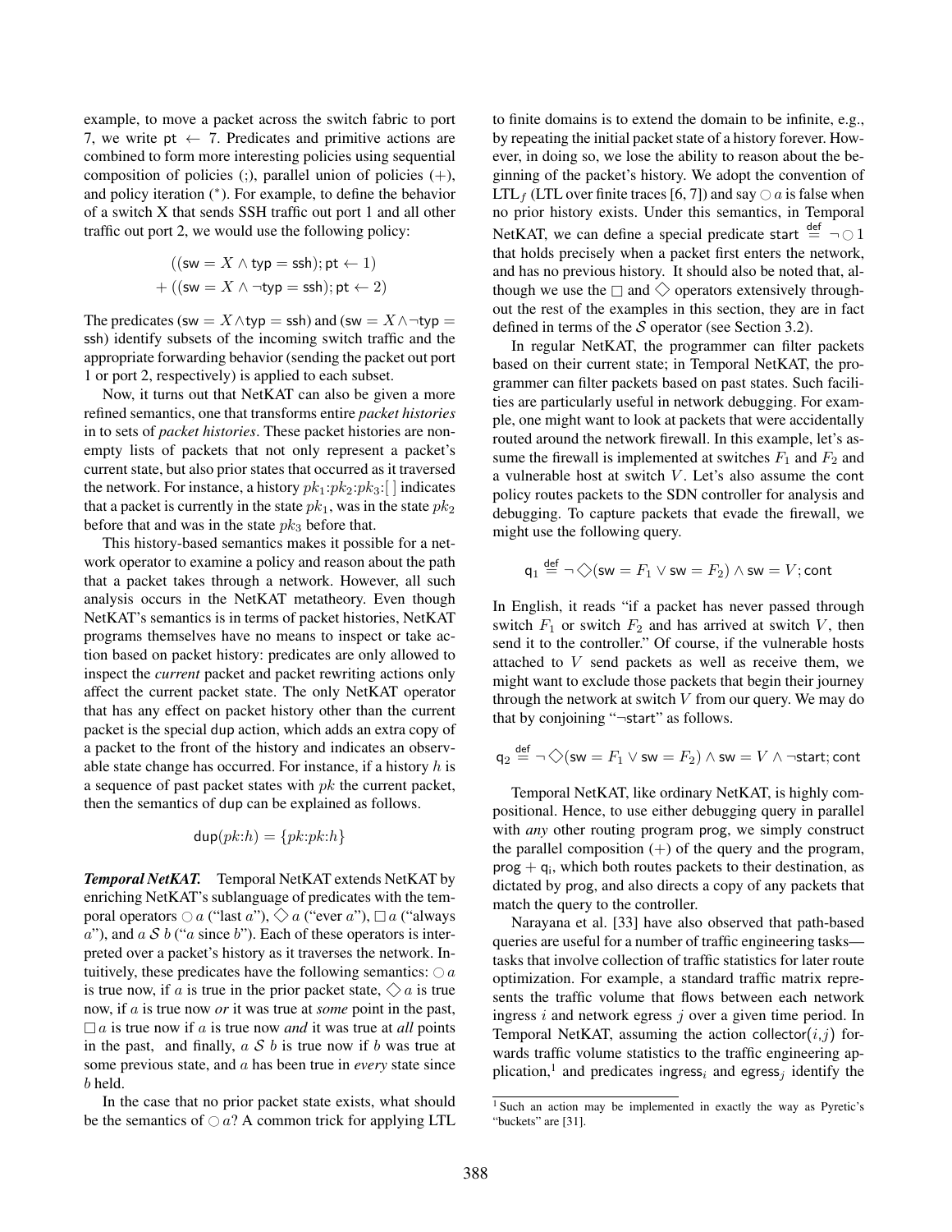example, to move a packet across the switch fabric to port 7, we write $\mathsf{pt} \leftarrow 7$. Predicates and primitive actions are combined to form more interesting policies using sequential composition of policies (;), parallel union of policies (+), and policy iteration (*). For example, to define the behavior of a switch X that sends SSH traffic out port 1 and all other traffic out port 2, we would use the following policy:

$$((\mathsf{sw} = X \wedge \mathsf{typ} = \mathsf{ssh}); \mathsf{pt} \leftarrow 1)$$
$$+ ((\mathsf{sw} = X \wedge \neg\mathsf{typ} = \mathsf{ssh}); \mathsf{pt} \leftarrow 2)$$

The predicates $(\mathsf{sw} = X \wedge \mathsf{typ} = \mathsf{ssh})$ and $(\mathsf{sw} = X \wedge \neg\mathsf{typ} = \mathsf{ssh})$ identify subsets of the incoming switch traffic and the appropriate forwarding behavior (sending the packet out port 1 or port 2, respectively) is applied to each subset.

Now, it turns out that NetKAT can also be given a more refined semantics, one that transforms entire *packet histories* in to sets of *packet histories*. These packet histories are non-empty lists of packets that not only represent a packet's current state, but also prior states that occurred as it traversed the network. For instance, a history $pk_1{:}pk_2{:}pk_3{:}[\,]$ indicates that a packet is currently in the state $pk_1$, was in the state $pk_2$ before that and was in the state $pk_3$ before that.

This history-based semantics makes it possible for a network operator to examine a policy and reason about the path that a packet takes through a network. However, all such analysis occurs in the NetKAT metatheory. Even though NetKAT's semantics is in terms of packet histories, NetKAT programs themselves have no means to inspect or take action based on packet history: predicates are only allowed to inspect the *current* packet and packet rewriting actions only affect the current packet state. The only NetKAT operator that has any effect on packet history other than the current packet is the special dup action, which adds an extra copy of a packet to the front of the history and indicates an observable state change has occurred. For instance, if a history $h$ is a sequence of past packet states with $pk$ the current packet, then the semantics of dup can be explained as follows.

$$\mathsf{dup}(pk{:}h) = \{pk{:}pk{:}h\}$$

***Temporal NetKAT.*** Temporal NetKAT extends NetKAT by enriching NetKAT's sublanguage of predicates with the temporal operators $\bigcirc\, a$ ("last $a$"), $\Diamond\, a$ ("ever $a$"), $\Box\, a$ ("always $a$"), and $a\ \mathcal{S}\ b$ ("$a$ since $b$"). Each of these operators is interpreted over a packet's history as it traverses the network. Intuitively, these predicates have the following semantics: $\bigcirc\, a$ is true now, if $a$ is true in the prior packet state, $\Diamond\, a$ is true now, if $a$ is true now *or* it was true at *some* point in the past, $\Box\, a$ is true now if $a$ is true now *and* it was true at *all* points in the past, and finally, $a\ \mathcal{S}\ b$ is true now if $b$ was true at some previous state, and $a$ has been true in *every* state since $b$ held.

In the case that no prior packet state exists, what should be the semantics of $\bigcirc\, a$? A common trick for applying LTL to finite domains is to extend the domain to be infinite, e.g., by repeating the initial packet state of a history forever. However, in doing so, we lose the ability to reason about the beginning of the packet's history. We adopt the convention of LTL$_f$ (LTL over finite traces [6, 7]) and say $\bigcirc\, a$ is false when no prior history exists. Under this semantics, in Temporal NetKAT, we can define a special predicate $\mathsf{start} \stackrel{\text{def}}{=} \neg \bigcirc 1$ that holds precisely when a packet first enters the network, and has no previous history. It should also be noted that, although we use the $\Box$ and $\Diamond$ operators extensively throughout the rest of the examples in this section, they are in fact defined in terms of the $\mathcal{S}$ operator (see Section 3.2).

In regular NetKAT, the programmer can filter packets based on their current state; in Temporal NetKAT, the programmer can filter packets based on past states. Such facilities are particularly useful in network debugging. For example, one might want to look at packets that were accidentally routed around the network firewall. In this example, let's assume the firewall is implemented at switches $F_1$ and $F_2$ and a vulnerable host at switch $V$. Let's also assume the cont policy routes packets to the SDN controller for analysis and debugging. To capture packets that evade the firewall, we might use the following query.

$$\mathsf{q}_1 \stackrel{\text{def}}{=} \neg \Diamond(\mathsf{sw} = F_1 \vee \mathsf{sw} = F_2) \wedge \mathsf{sw} = V; \mathsf{cont}$$

In English, it reads "if a packet has never passed through switch $F_1$ or switch $F_2$ and has arrived at switch $V$, then send it to the controller." Of course, if the vulnerable hosts attached to $V$ send packets as well as receive them, we might want to exclude those packets that begin their journey through the network at switch $V$ from our query. We may do that by conjoining "¬start" as follows.

$$\mathsf{q}_2 \stackrel{\text{def}}{=} \neg \Diamond(\mathsf{sw} = F_1 \vee \mathsf{sw} = F_2) \wedge \mathsf{sw} = V \wedge \neg\mathsf{start}; \mathsf{cont}$$

Temporal NetKAT, like ordinary NetKAT, is highly compositional. Hence, to use either debugging query in parallel with *any* other routing program prog, we simply construct the parallel composition (+) of the query and the program, $\mathsf{prog} + \mathsf{q_i}$, which both routes packets to their destination, as dictated by prog, and also directs a copy of any packets that match the query to the controller.

Narayana et al. [33] have also observed that path-based queries are useful for a number of traffic engineering tasks—tasks that involve collection of traffic statistics for later route optimization. For example, a standard traffic matrix represents the traffic volume that flows between each network ingress $i$ and network egress $j$ over a given time period. In Temporal NetKAT, assuming the action $\mathsf{collector}(i{,}j)$ forwards traffic volume statistics to the traffic engineering application,[1] and predicates $\mathsf{ingress}_i$ and $\mathsf{egress}_j$ identify the

[1] Such an action may be implemented in exactly the way as Pyretic's "buckets" are [31].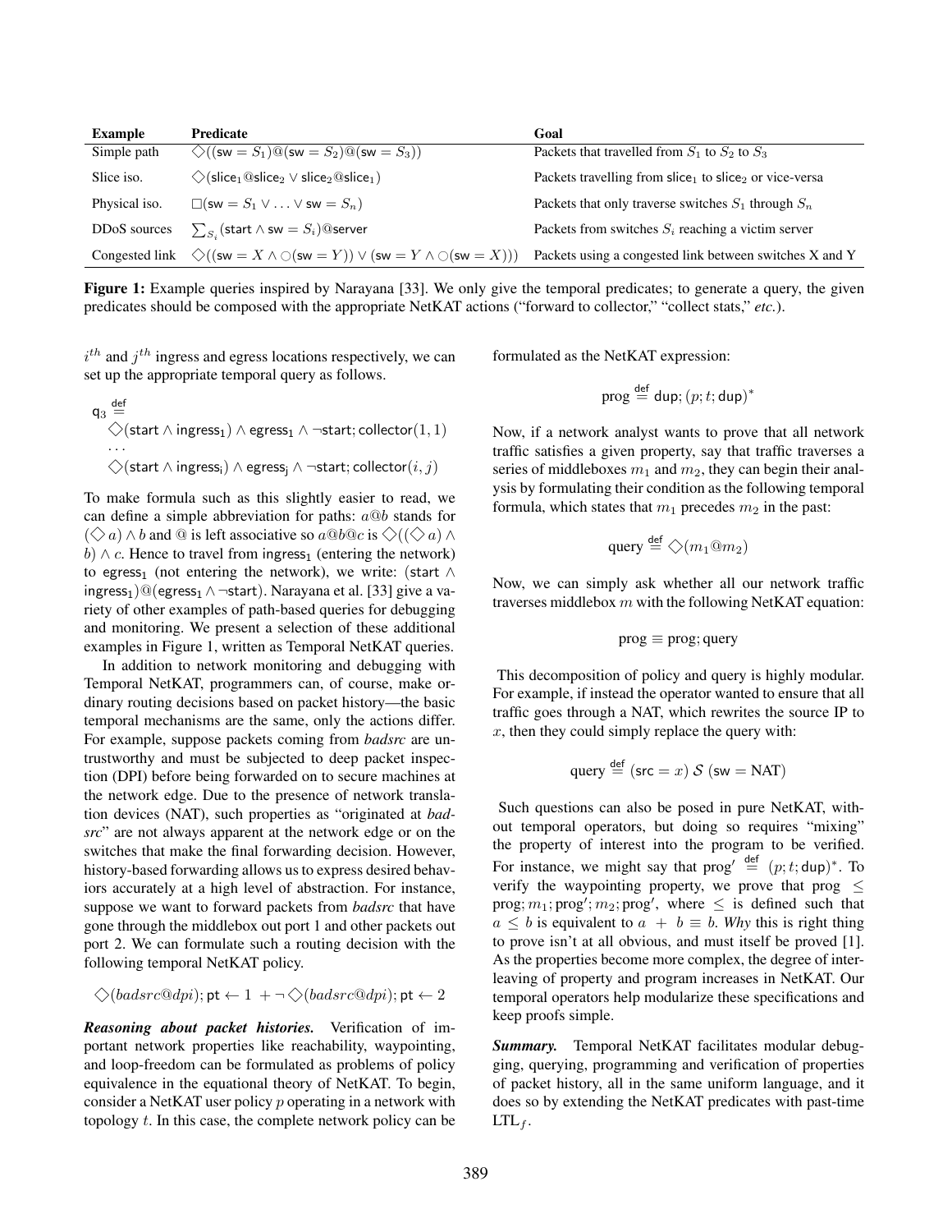| Example | Predicate | Goal |
|---|---|---|
| Simple path | $\diamondsuit((\mathsf{sw} = S_1)@(\mathsf{sw} = S_2)@(\mathsf{sw} = S_3))$ | Packets that travelled from $S_1$ to $S_2$ to $S_3$ |
| Slice iso. | $\diamondsuit(\mathsf{slice}_1@\mathsf{slice}_2 \vee \mathsf{slice}_2@\mathsf{slice}_1)$ | Packets travelling from $\mathsf{slice}_1$ to $\mathsf{slice}_2$ or vice-versa |
| Physical iso. | $\Box(\mathsf{sw} = S_1 \vee \ldots \vee \mathsf{sw} = S_n)$ | Packets that only traverse switches $S_1$ through $S_n$ |
| DDoS sources | $\sum_{S_i}(\mathsf{start} \wedge \mathsf{sw} = S_i)@\mathsf{server}$ | Packets from switches $S_i$ reaching a victim server |
| Congested link | $\diamondsuit((\mathsf{sw} = X \wedge \bigcirc(\mathsf{sw} = Y)) \vee (\mathsf{sw} = Y \wedge \bigcirc(\mathsf{sw} = X)))$ | Packets using a congested link between switches X and Y |

**Figure 1:** Example queries inspired by Narayana [33]. We only give the temporal predicates; to generate a query, the given predicates should be composed with the appropriate NetKAT actions ("forward to collector," "collect stats," *etc.*).

$i^{th}$ and $j^{th}$ ingress and egress locations respectively, we can set up the appropriate temporal query as follows.

$$\begin{aligned}
\mathsf{q}_3 &\stackrel{\mathsf{def}}{=} \\
&\diamondsuit(\mathsf{start} \wedge \mathsf{ingress}_1) \wedge \mathsf{egress}_1 \wedge \neg\mathsf{start}; \mathsf{collector}(1,1) \\
&\ldots \\
&\diamondsuit(\mathsf{start} \wedge \mathsf{ingress_i}) \wedge \mathsf{egress_j} \wedge \neg\mathsf{start}; \mathsf{collector}(i,j)
\end{aligned}$$

To make formula such as this slightly easier to read, we can define a simple abbreviation for paths: $a@b$ stands for $(\diamondsuit a) \wedge b$ and @ is left associative so $a@b@c$ is $\diamondsuit((\diamondsuit a) \wedge b) \wedge c$. Hence to travel from $\mathsf{ingress}_1$ (entering the network) to $\mathsf{egress}_1$ (not entering the network), we write: $(\mathsf{start} \wedge \mathsf{ingress}_1)@(\mathsf{egress}_1 \wedge \neg\mathsf{start})$. Narayana et al. [33] give a variety of other examples of path-based queries for debugging and monitoring. We present a selection of these additional examples in Figure 1, written as Temporal NetKAT queries.

In addition to network monitoring and debugging with Temporal NetKAT, programmers can, of course, make ordinary routing decisions based on packet history—the basic temporal mechanisms are the same, only the actions differ. For example, suppose packets coming from *badsrc* are untrustworthy and must be subjected to deep packet inspection (DPI) before being forwarded on to secure machines at the network edge. Due to the presence of network translation devices (NAT), such properties as "originated at *badsrc*" are not always apparent at the network edge or on the switches that make the final forwarding decision. However, history-based forwarding allows us to express desired behaviors accurately at a high level of abstraction. For instance, suppose we want to forward packets from *badsrc* that have gone through the middlebox out port 1 and other packets out port 2. We can formulate such a routing decision with the following temporal NetKAT policy.

$$\diamondsuit(badsrc@dpi); \mathsf{pt} \leftarrow 1 \ + \neg\diamondsuit(badsrc@dpi); \mathsf{pt} \leftarrow 2$$

***Reasoning about packet histories.*** Verification of important network properties like reachability, waypointing, and loop-freedom can be formulated as problems of policy equivalence in the equational theory of NetKAT. To begin, consider a NetKAT user policy $p$ operating in a network with topology $t$. In this case, the complete network policy can be formulated as the NetKAT expression:

$$\text{prog} \stackrel{\mathsf{def}}{=} \mathsf{dup}; (p; t; \mathsf{dup})^*$$

Now, if a network analyst wants to prove that all network traffic satisfies a given property, say that traffic traverses a series of middleboxes $m_1$ and $m_2$, they can begin their analysis by formulating their condition as the following temporal formula, which states that $m_1$ precedes $m_2$ in the past:

$$\text{query} \stackrel{\mathsf{def}}{=} \diamondsuit(m_1@m_2)$$

Now, we can simply ask whether all our network traffic traverses middlebox $m$ with the following NetKAT equation:

$$\text{prog} \equiv \text{prog}; \text{query}$$

This decomposition of policy and query is highly modular. For example, if instead the operator wanted to ensure that all traffic goes through a NAT, which rewrites the source IP to $x$, then they could simply replace the query with:

$$\text{query} \stackrel{\mathsf{def}}{=} (\mathsf{src} = x)\ \mathcal{S}\ (\mathsf{sw} = \text{NAT})$$

Such questions can also be posed in pure NetKAT, without temporal operators, but doing so requires "mixing" the property of interest into the program to be verified. For instance, we might say that $\text{prog}' \stackrel{\mathsf{def}}{=} (p; t; \mathsf{dup})^*$. To verify the waypointing property, we prove that $\text{prog} \leq \text{prog}; m_1; \text{prog}'; m_2; \text{prog}'$, where $\leq$ is defined such that $a \leq b$ is equivalent to $a + b \equiv b$. *Why* this is right thing to prove isn't at all obvious, and must itself be proved [1]. As the properties become more complex, the degree of interleaving of property and program increases in NetKAT. Our temporal operators help modularize these specifications and keep proofs simple.

***Summary.*** Temporal NetKAT facilitates modular debugging, querying, programming and verification of properties of packet history, all in the same uniform language, and it does so by extending the NetKAT predicates with past-time $\text{LTL}_f$.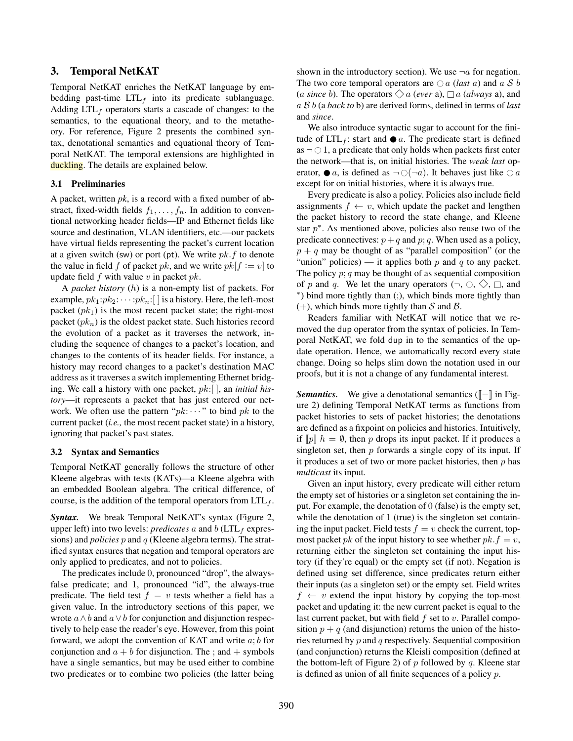## 3. Temporal NetKAT

Temporal NetKAT enriches the NetKAT language by embedding past-time $\text{LTL}_f$ into its predicate sublanguage. Adding $\text{LTL}_f$ operators starts a cascade of changes: to the semantics, to the equational theory, and to the metatheory. For reference, Figure 2 presents the combined syntax, denotational semantics and equational theory of Temporal NetKAT. The temporal extensions are highlighted in duckling. The details are explained below.

### 3.1 Preliminaries

A packet, written *pk*, is a record with a fixed number of abstract, fixed-width fields $f_1, \ldots, f_n$. In addition to conventional networking header fields—IP and Ethernet fields like source and destination, VLAN identifiers, etc.—our packets have virtual fields representing the packet's current location at a given switch (sw) or port (pt). We write $pk.f$ to denote the value in field $f$ of packet $pk$, and we write $pk[f := v]$ to update field $f$ with value $v$ in packet $pk$.

A *packet history* ($h$) is a non-empty list of packets. For example, $pk_1{:}pk_2{:}\cdots{:}pk_n{:}[\,]$ is a history. Here, the left-most packet ($pk_1$) is the most recent packet state; the right-most packet ($pk_n$) is the oldest packet state. Such histories record the evolution of a packet as it traverses the network, including the sequence of changes to a packet's location, and changes to the contents of its header fields. For instance, a history may record changes to a packet's destination MAC address as it traverses a switch implementing Ethernet bridging. We call a history with one packet, $pk{:}[\,]$, an *initial history*—it represents a packet that has just entered our network. We often use the pattern "$pk{:}\cdots$" to bind $pk$ to the current packet (*i.e.,* the most recent packet state) in a history, ignoring that packet's past states.

### 3.2 Syntax and Semantics

Temporal NetKAT generally follows the structure of other Kleene algebras with tests (KATs)—a Kleene algebra with an embedded Boolean algebra. The critical difference, of course, is the addition of the temporal operators from $\text{LTL}_f$.

***Syntax.*** We break Temporal NetKAT's syntax (Figure 2, upper left) into two levels: *predicates* $a$ and $b$ ($\text{LTL}_f$ expressions) and *policies* $p$ and $q$ (Kleene algebra terms). The stratified syntax ensures that negation and temporal operators are only applied to predicates, and not to policies.

The predicates include $0$, pronounced "drop", the always-false predicate; and $1$, pronounced "id", the always-true predicate. The field test $f = v$ tests whether a field has a given value. In the introductory sections of this paper, we wrote $a \wedge b$ and $a \vee b$ for conjunction and disjunction respectively to help ease the reader's eye. However, from this point forward, we adopt the convention of KAT and write $a; b$ for conjunction and $a + b$ for disjunction. The ; and + symbols have a single semantics, but may be used either to combine two predicates or to combine two policies (the latter being shown in the introductory section). We use $\neg a$ for negation. The two core temporal operators are $\bigcirc\, a$ (*last* $a$) and $a\; \mathcal{S}\; b$ ($a$ *since* b). The operators $\Diamond\, a$ (*ever* a), $\Box\, a$ (*always* a), and $a\; \mathcal{B}\; b$ (a *back to* b) are derived forms, defined in terms of *last* and *since*.

We also introduce syntactic sugar to account for the finitude of $\text{LTL}_f$: start and $\bullet\, a$. The predicate start is defined as $\neg \bigcirc 1$, a predicate that only holds when packets first enter the network—that is, on initial histories. The *weak last* operator, $\bullet\, a$, is defined as $\neg \bigcirc(\neg a)$. It behaves just like $\bigcirc\, a$ except for on initial histories, where it is always true.

Every predicate is also a policy. Policies also include field assignments $f \leftarrow v$, which update the packet and lengthen the packet history to record the state change, and Kleene star $p^*$. As mentioned above, policies also reuse two of the predicate connectives: $p + q$ and $p; q$. When used as a policy, $p + q$ may be thought of as "parallel composition" (or the "union" policies) — it applies both $p$ and $q$ to any packet. The policy $p; q$ may be thought of as sequential composition of $p$ and $q$. We let the unary operators ($\neg$, $\bigcirc$, $\Diamond$, $\Box$, and $^*$) bind more tightly than (;), which binds more tightly than (+), which binds more tightly than $\mathcal{S}$ and $\mathcal{B}$.

Readers familiar with NetKAT will notice that we removed the dup operator from the syntax of policies. In Temporal NetKAT, we fold dup in to the semantics of the update operation. Hence, we automatically record every state change. Doing so helps slim down the notation used in our proofs, but it is not a change of any fundamental interest.

***Semantics.*** We give a denotational semantics ($[\![-]\!]$ in Figure 2) defining Temporal NetKAT terms as functions from packet histories to sets of packet histories; the denotations are defined as a fixpoint on policies and histories. Intuitively, if $[\![p]\!]\; h = \emptyset$, then $p$ drops its input packet. If it produces a singleton set, then $p$ forwards a single copy of its input. If it produces a set of two or more packet histories, then $p$ has *multicast* its input.

Given an input history, every predicate will either return the empty set of histories or a singleton set containing the input. For example, the denotation of $0$ (false) is the empty set, while the denotation of $1$ (true) is the singleton set containing the input packet. Field tests $f = v$ check the current, topmost packet $pk$ of the input history to see whether $pk.f = v$, returning either the singleton set containing the input history (if they're equal) or the empty set (if not). Negation is defined using set difference, since predicates return either their inputs (as a singleton set) or the empty set. Field writes $f \leftarrow v$ extend the input history by copying the top-most packet and updating it: the new current packet is equal to the last current packet, but with field $f$ set to $v$. Parallel composition $p + q$ (and disjunction) returns the union of the histories returned by $p$ and $q$ respectively. Sequential composition (and conjunction) returns the Kleisli composition (defined at the bottom-left of Figure 2) of $p$ followed by $q$. Kleene star is defined as union of all finite sequences of a policy $p$.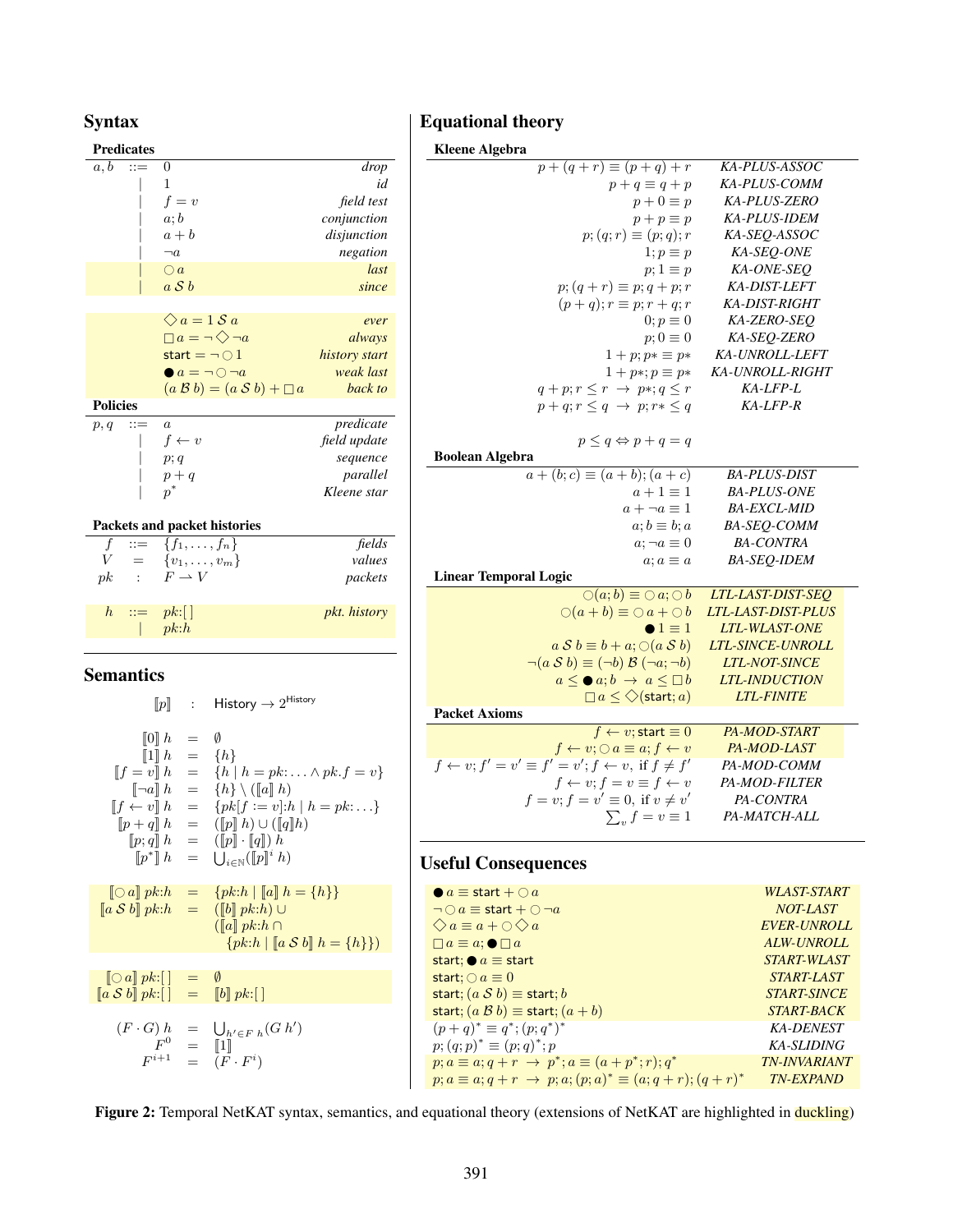## Syntax

**Predicates**

| | | | |
|---|---|---|---|
| $a, b$ | $::=$ | $0$ | *drop* |
| | $\mid$ | $1$ | *id* |
| | $\mid$ | $f = v$ | *field test* |
| | $\mid$ | $a; b$ | *conjunction* |
| | $\mid$ | $a + b$ | *disjunction* |
| | $\mid$ | $\neg a$ | *negation* |
| | $\mid$ | $\bigcirc a$ | *last* |
| | $\mid$ | $a \,\mathcal{S}\, b$ | *since* |
| | | $\Diamond a = 1 \,\mathcal{S}\, a$ | *ever* |
| | | $\Box a = \neg \Diamond \neg a$ | *always* |
| | | $\mathsf{start} = \neg \bigcirc 1$ | *history start* |
| | | $\bullet\, a = \neg \bigcirc \neg a$ | *weak last* |
| | | $(a \,\mathcal{B}\, b) = (a \,\mathcal{S}\, b) + \Box a$ | *back to* |

**Policies**

| | | | |
|---|---|---|---|
| $p, q$ | $::=$ | $a$ | *predicate* |
| | $\mid$ | $f \leftarrow v$ | *field update* |
| | $\mid$ | $p; q$ | *sequence* |
| | $\mid$ | $p + q$ | *parallel* |
| | $\mid$ | $p^*$ | *Kleene star* |

**Packets and packet histories**

| | | | |
|---|---|---|---|
| $f$ | $::=$ | $\{f_1, \ldots, f_n\}$ | *fields* |
| $V$ | $=$ | $\{v_1, \ldots, v_m\}$ | *values* |
| $pk$ | $:$ | $F \rightharpoonup V$ | *packets* |
| $h$ | $::=$ | $pk{:}[\,]$ | *pkt. history* |
| | $\mid$ | $pk{:}h$ | |

## Semantics

$$[\![p]\!] \quad : \quad \mathsf{History} \to 2^{\mathsf{History}}$$

$$
\begin{aligned}
[\![0]\!]\, h &= \emptyset \\
[\![1]\!]\, h &= \{h\} \\
[\![f = v]\!]\, h &= \{h \mid h = pk{:}\ldots \wedge pk.f = v\} \\
[\![\neg a]\!]\, h &= \{h\} \setminus ([\![a]\!]\, h) \\
[\![f \leftarrow v]\!]\, h &= \{pk[f := v]{:}h \mid h = pk{:}\ldots\} \\
[\![p + q]\!]\, h &= ([\![p]\!]\, h) \cup ([\![q]\!] h) \\
[\![p; q]\!]\, h &= ([\![p]\!] \cdot [\![q]\!])\, h \\
[\![p^*]\!]\, h &= \textstyle\bigcup_{i \in \mathbb{N}} ([\![p]\!]^i\, h)
\end{aligned}
$$

$$
\begin{aligned}
[\![\bigcirc a]\!]\, pk{:}h &= \{pk{:}h \mid [\![a]\!]\, h = \{h\}\} \\
[\![a \,\mathcal{S}\, b]\!]\, pk{:}h &= ([\![b]\!]\, pk{:}h) \cup \\
&\quad ([\![a]\!]\, pk{:}h \,\cap \\
&\quad \{pk{:}h \mid [\![a \,\mathcal{S}\, b]\!]\, h = \{h\}\})
\end{aligned}
$$

$$
\begin{aligned}
[\![\bigcirc a]\!]\, pk{:}[\,] &= \emptyset \\
[\![a \,\mathcal{S}\, b]\!]\, pk{:}[\,] &= [\![b]\!]\, pk{:}[\,]
\end{aligned}
$$

$$
\begin{aligned}
(F \cdot G)\, h &= \textstyle\bigcup_{h' \in F\, h} (G\, h') \\
F^0 &= [\![1]\!] \\
F^{i+1} &= (F \cdot F^i)
\end{aligned}
$$

## Equational theory

**Kleene Algebra**

| | |
|---|---|
| $p + (q + r) \equiv (p + q) + r$ | *KA-PLUS-ASSOC* |
| $p + q \equiv q + p$ | *KA-PLUS-COMM* |
| $p + 0 \equiv p$ | *KA-PLUS-ZERO* |
| $p + p \equiv p$ | *KA-PLUS-IDEM* |
| $p; (q; r) \equiv (p; q); r$ | *KA-SEQ-ASSOC* |
| $1; p \equiv p$ | *KA-SEQ-ONE* |
| $p; 1 \equiv p$ | *KA-ONE-SEQ* |
| $p; (q + r) \equiv p; q + p; r$ | *KA-DIST-LEFT* |
| $(p + q); r \equiv p; r + q; r$ | *KA-DIST-RIGHT* |
| $0; p \equiv 0$ | *KA-ZERO-SEQ* |
| $p; 0 \equiv 0$ | *KA-SEQ-ZERO* |
| $1 + p; p* \equiv p*$ | *KA-UNROLL-LEFT* |
| $1 + p*; p \equiv p*$ | *KA-UNROLL-RIGHT* |
| $q + p; r \leq r \;\to\; p*; q \leq r$ | *KA-LFP-L* |
| $p + q; r \leq q \;\to\; p; r* \leq q$ | *KA-LFP-R* |

$$p \leq q \Leftrightarrow p + q = q$$

**Boolean Algebra**

| | |
|---|---|
| $a + (b; c) \equiv (a + b); (a + c)$ | *BA-PLUS-DIST* |
| $a + 1 \equiv 1$ | *BA-PLUS-ONE* |
| $a + \neg a \equiv 1$ | *BA-EXCL-MID* |
| $a; b \equiv b; a$ | *BA-SEQ-COMM* |
| $a; \neg a \equiv 0$ | *BA-CONTRA* |
| $a; a \equiv a$ | *BA-SEQ-IDEM* |

**Linear Temporal Logic**

| | |
|---|---|
| $\bigcirc(a; b) \equiv \bigcirc a; \bigcirc b$ | *LTL-LAST-DIST-SEQ* |
| $\bigcirc(a + b) \equiv \bigcirc a + \bigcirc b$ | *LTL-LAST-DIST-PLUS* |
| $\bullet\, 1 \equiv 1$ | *LTL-WLAST-ONE* |
| $a \,\mathcal{S}\, b \equiv b + a; \bigcirc(a \,\mathcal{S}\, b)$ | *LTL-SINCE-UNROLL* |
| $\neg(a \,\mathcal{S}\, b) \equiv (\neg b) \,\mathcal{B}\, (\neg a; \neg b)$ | *LTL-NOT-SINCE* |
| $a \leq \bullet\, a; b \;\to\; a \leq \Box b$ | *LTL-INDUCTION* |
| $\Box a \leq \Diamond(\mathsf{start}; a)$ | *LTL-FINITE* |

**Packet Axioms**

| | |
|---|---|
| $f \leftarrow v; \mathsf{start} \equiv 0$ | *PA-MOD-START* |
| $f \leftarrow v; \bigcirc a \equiv a; f \leftarrow v$ | *PA-MOD-LAST* |
| $f \leftarrow v; f' = v' \equiv f' = v'; f \leftarrow v$, if $f \neq f'$ | *PA-MOD-COMM* |
| $f \leftarrow v; f = v \equiv f \leftarrow v$ | *PA-MOD-FILTER* |
| $f = v; f = v' \equiv 0$, if $v \neq v'$ | *PA-CONTRA* |
| $\sum_v f = v \equiv 1$ | *PA-MATCH-ALL* |

## Useful Consequences

| | |
|---|---|
| $\bullet\, a \equiv \mathsf{start} + \bigcirc a$ | *WLAST-START* |
| $\neg \bigcirc a \equiv \mathsf{start} + \bigcirc \neg a$ | *NOT-LAST* |
| $\Diamond a \equiv a + \bigcirc \Diamond a$ | *EVER-UNROLL* |
| $\Box a \equiv a; \bullet\, \Box a$ | *ALW-UNROLL* |
| $\mathsf{start}; \bullet\, a \equiv \mathsf{start}$ | *START-WLAST* |
| $\mathsf{start}; \bigcirc a \equiv 0$ | *START-LAST* |
| $\mathsf{start}; (a \,\mathcal{S}\, b) \equiv \mathsf{start}; b$ | *START-SINCE* |
| $\mathsf{start}; (a \,\mathcal{B}\, b) \equiv \mathsf{start}; (a + b)$ | *START-BACK* |
| $(p + q)^* \equiv q^*; (p; q^*)^*$ | *KA-DENEST* |
| $p; (q; p)^* \equiv (p; q)^*; p$ | *KA-SLIDING* |
| $p; a \equiv a; q + r \;\to\; p^*; a \equiv (a + p^*; r); q^*$ | *TN-INVARIANT* |
| $p; a \equiv a; q + r \;\to\; p; a; (p; a)^* \equiv (a; q + r); (q + r)^*$ | *TN-EXPAND* |

**Figure 2:** Temporal NetKAT syntax, semantics, and equational theory (extensions of NetKAT are highlighted in duckling)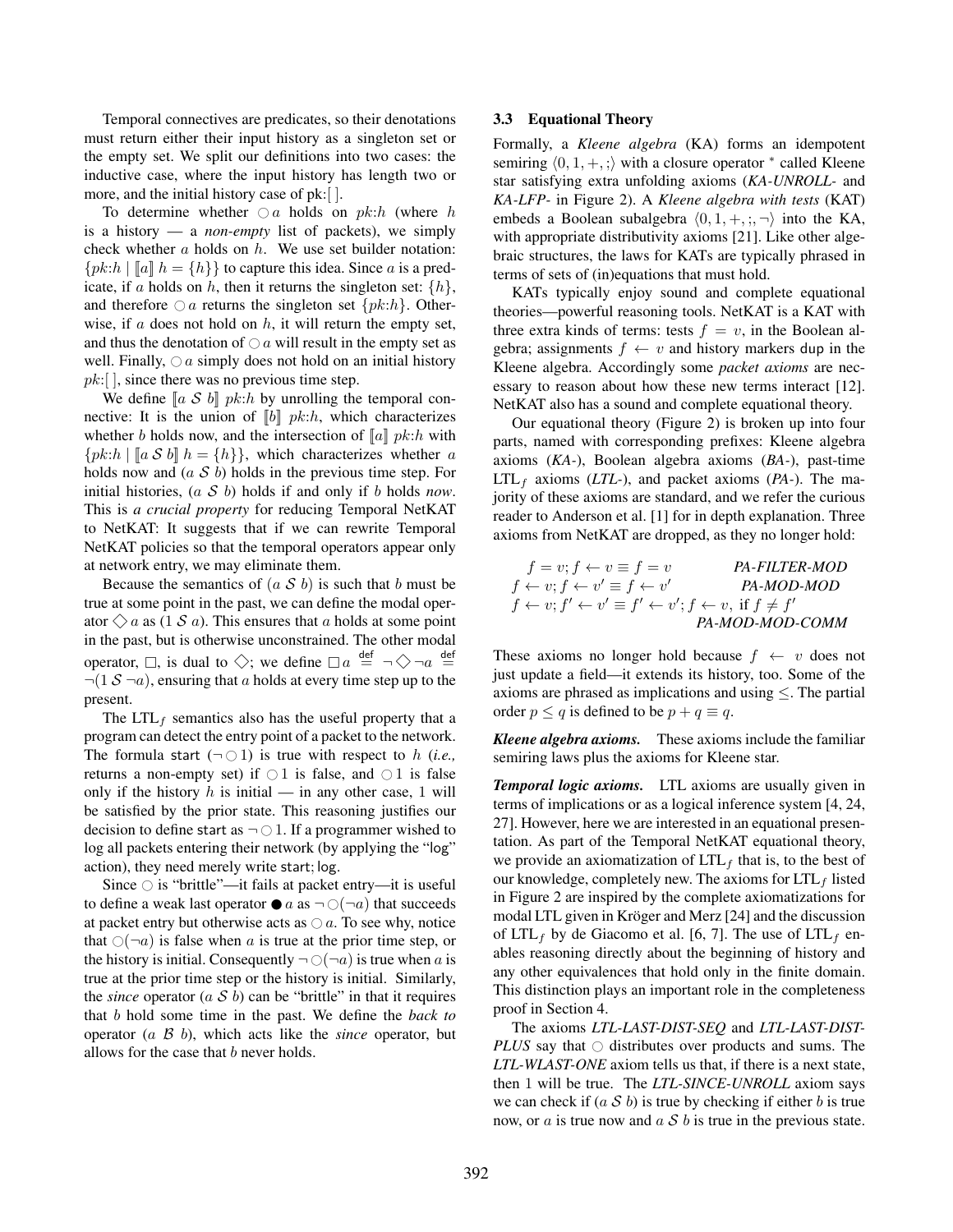Temporal connectives are predicates, so their denotations must return either their input history as a singleton set or the empty set. We split our definitions into two cases: the inductive case, where the input history has length two or more, and the initial history case of pk:[ ].

To determine whether $\bigcirc a$ holds on $pk{:}h$ (where $h$ is a history — a *non-empty* list of packets), we simply check whether $a$ holds on $h$. We use set builder notation: $\{pk{:}h \mid [\![a]\!]\ h = \{h\}\}$ to capture this idea. Since $a$ is a predicate, if $a$ holds on $h$, then it returns the singleton set: $\{h\}$, and therefore $\bigcirc a$ returns the singleton set $\{pk{:}h\}$. Otherwise, if $a$ does not hold on $h$, it will return the empty set, and thus the denotation of $\bigcirc a$ will result in the empty set as well. Finally, $\bigcirc a$ simply does not hold on an initial history $pk{:}[\,]$, since there was no previous time step.

We define $[\![a\ \mathcal{S}\ b]\!]\ pk{:}h$ by unrolling the temporal connective: It is the union of $[\![b]\!]\ pk{:}h$, which characterizes whether $b$ holds now, and the intersection of $[\![a]\!]\ pk{:}h$ with $\{pk{:}h \mid [\![a\ \mathcal{S}\ b]\!]\ h = \{h\}\}$, which characterizes whether $a$ holds now and $(a\ \mathcal{S}\ b)$ holds in the previous time step. For initial histories, $(a\ \mathcal{S}\ b)$ holds if and only if $b$ holds *now*. This is *a crucial property* for reducing Temporal NetKAT to NetKAT: It suggests that if we can rewrite Temporal NetKAT policies so that the temporal operators appear only at network entry, we may eliminate them.

Because the semantics of $(a\ \mathcal{S}\ b)$ is such that $b$ must be true at some point in the past, we can define the modal operator $\Diamond a$ as $(1\ \mathcal{S}\ a)$. This ensures that $a$ holds at some point in the past, but is otherwise unconstrained. The other modal operator, $\Box$, is dual to $\Diamond$; we define $\Box a \stackrel{\text{def}}{=} \neg \Diamond \neg a \stackrel{\text{def}}{=} \neg(1\ \mathcal{S}\ \neg a)$, ensuring that $a$ holds at every time step up to the present.

The LTL$_f$ semantics also has the useful property that a program can detect the entry point of a packet to the network. The formula start $(\neg \bigcirc 1)$ is true with respect to $h$ (*i.e.,* returns a non-empty set) if $\bigcirc 1$ is false, and $\bigcirc 1$ is false only if the history $h$ is initial — in any other case, 1 will be satisfied by the prior state. This reasoning justifies our decision to define start as $\neg \bigcirc 1$. If a programmer wished to log all packets entering their network (by applying the "log" action), they need merely write start; log.

Since $\bigcirc$ is "brittle"—it fails at packet entry—it is useful to define a weak last operator $\bullet a$ as $\neg \bigcirc (\neg a)$ that succeeds at packet entry but otherwise acts as $\bigcirc a$. To see why, notice that $\bigcirc(\neg a)$ is false when $a$ is true at the prior time step, or the history is initial. Consequently $\neg \bigcirc(\neg a)$ is true when $a$ is true at the prior time step or the history is initial. Similarly, the *since* operator $(a\ \mathcal{S}\ b)$ can be "brittle" in that it requires that $b$ hold some time in the past. We define the *back to* operator $(a\ \mathcal{B}\ b)$, which acts like the *since* operator, but allows for the case that $b$ never holds.

### 3.3 Equational Theory

Formally, a *Kleene algebra* (KA) forms an idempotent semiring $\langle 0, 1, +, ; \rangle$ with a closure operator $^*$ called Kleene star satisfying extra unfolding axioms (*KA-UNROLL-* and *KA-LFP-* in Figure 2). A *Kleene algebra with tests* (KAT) embeds a Boolean subalgebra $\langle 0, 1, +, ;, \neg \rangle$ into the KA, with appropriate distributivity axioms [21]. Like other algebraic structures, the laws for KATs are typically phrased in terms of sets of (in)equations that must hold.

KATs typically enjoy sound and complete equational theories—powerful reasoning tools. NetKAT is a KAT with three extra kinds of terms: tests $f = v$, in the Boolean algebra; assignments $f \leftarrow v$ and history markers dup in the Kleene algebra. Accordingly some *packet axioms* are necessary to reason about how these new terms interact [12]. NetKAT also has a sound and complete equational theory.

Our equational theory (Figure 2) is broken up into four parts, named with corresponding prefixes: Kleene algebra axioms (*KA-*), Boolean algebra axioms (*BA-*), past-time LTL$_f$ axioms (*LTL-*), and packet axioms (*PA-*). The majority of these axioms are standard, and we refer the curious reader to Anderson et al. [1] for in depth explanation. Three axioms from NetKAT are dropped, as they no longer hold:

$$f = v; f \leftarrow v \equiv f = v \qquad \textit{PA-FILTER-MOD}$$
$$f \leftarrow v; f \leftarrow v' \equiv f \leftarrow v' \qquad \textit{PA-MOD-MOD}$$
$$f \leftarrow v; f' \leftarrow v' \equiv f' \leftarrow v'; f \leftarrow v, \text{ if } f \neq f' \qquad \textit{PA-MOD-MOD-COMM}$$

These axioms no longer hold because $f \leftarrow v$ does not just update a field—it extends its history, too. Some of the axioms are phrased as implications and using $\leq$. The partial order $p \leq q$ is defined to be $p + q \equiv q$.

***Kleene algebra axioms.*** These axioms include the familiar semiring laws plus the axioms for Kleene star.

***Temporal logic axioms.*** LTL axioms are usually given in terms of implications or as a logical inference system [4, 24, 27]. However, here we are interested in an equational presentation. As part of the Temporal NetKAT equational theory, we provide an axiomatization of LTL$_f$ that is, to the best of our knowledge, completely new. The axioms for LTL$_f$ listed in Figure 2 are inspired by the complete axiomatizations for modal LTL given in Kröger and Merz [24] and the discussion of LTL$_f$ by de Giacomo et al. [6, 7]. The use of LTL$_f$ enables reasoning directly about the beginning of history and any other equivalences that hold only in the finite domain. This distinction plays an important role in the completeness proof in Section 4.

The axioms *LTL-LAST-DIST-SEQ* and *LTL-LAST-DIST-PLUS* say that $\bigcirc$ distributes over products and sums. The *LTL-WLAST-ONE* axiom tells us that, if there is a next state, then 1 will be true. The *LTL-SINCE-UNROLL* axiom says we can check if $(a\ \mathcal{S}\ b)$ is true by checking if either $b$ is true now, or $a$ is true now and $a\ \mathcal{S}\ b$ is true in the previous state.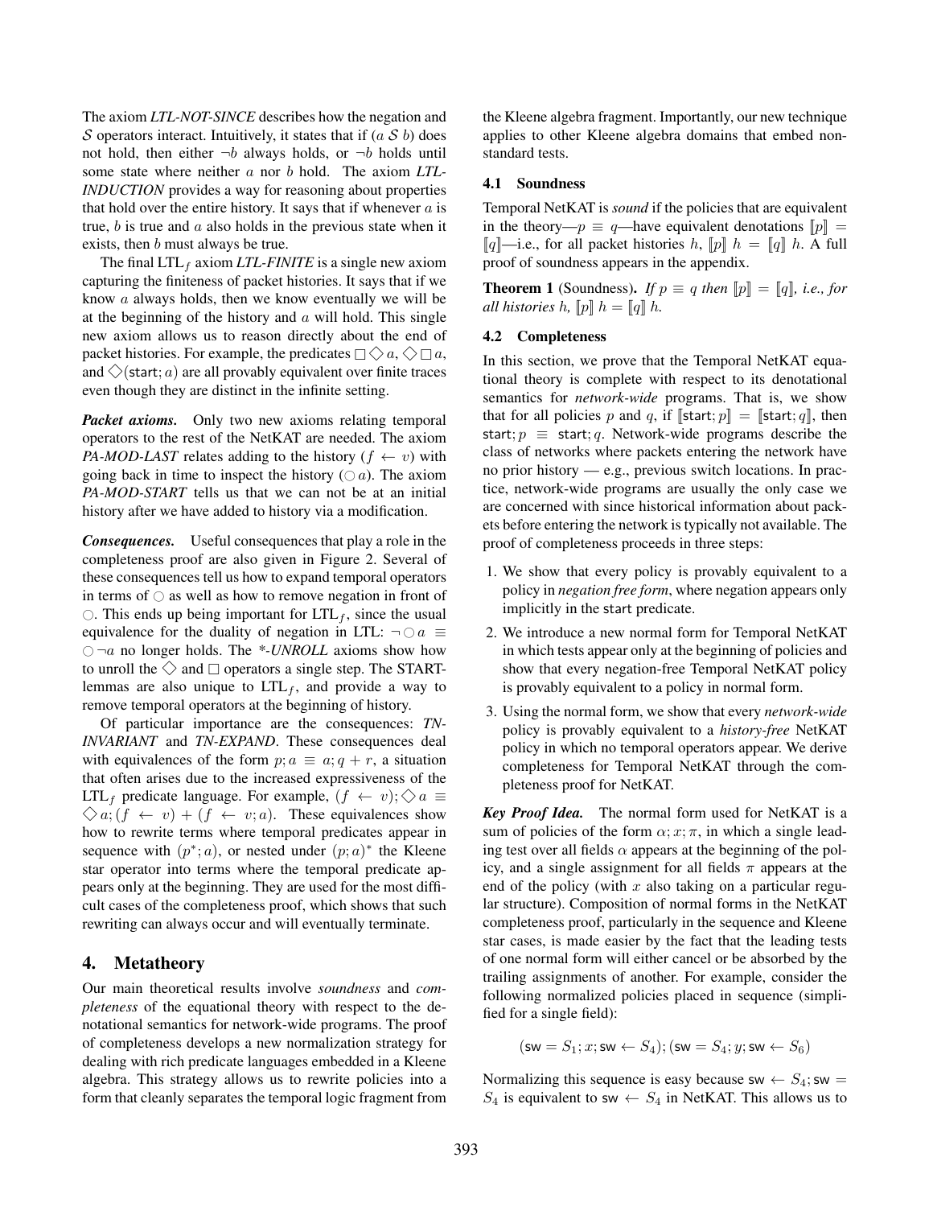The axiom *LTL-NOT-SINCE* describes how the negation and $\mathcal{S}$ operators interact. Intuitively, it states that if $(a \; \mathcal{S} \; b)$ does not hold, then either $\neg b$ always holds, or $\neg b$ holds until some state where neither $a$ nor $b$ hold. The axiom *LTL-INDUCTION* provides a way for reasoning about properties that hold over the entire history. It says that if whenever $a$ is true, $b$ is true and $a$ also holds in the previous state when it exists, then $b$ must always be true.

The final $\text{LTL}_f$ axiom *LTL-FINITE* is a single new axiom capturing the finiteness of packet histories. It says that if we know $a$ always holds, then we know eventually we will be at the beginning of the history and $a$ will hold. This single new axiom allows us to reason directly about the end of packet histories. For example, the predicates $\Box \Diamond a$, $\Diamond \Box a$, and $\Diamond(\mathsf{start}; a)$ are all provably equivalent over finite traces even though they are distinct in the infinite setting.

***Packet axioms.*** Only two new axioms relating temporal operators to the rest of the NetKAT are needed. The axiom *PA-MOD-LAST* relates adding to the history $(f \leftarrow v)$ with going back in time to inspect the history $(\bigcirc a)$. The axiom *PA-MOD-START* tells us that we can not be at an initial history after we have added to history via a modification.

***Consequences.*** Useful consequences that play a role in the completeness proof are also given in Figure 2. Several of these consequences tell us how to expand temporal operators in terms of $\bigcirc$ as well as how to remove negation in front of $\bigcirc$. This ends up being important for $\text{LTL}_f$, since the usual equivalence for the duality of negation in LTL: $\neg \bigcirc a \equiv \bigcirc \neg a$ no longer holds. The *\*-UNROLL* axioms show how to unroll the $\Diamond$ and $\Box$ operators a single step. The START-lemmas are also unique to $\text{LTL}_f$, and provide a way to remove temporal operators at the beginning of history.

Of particular importance are the consequences: *TN-INVARIANT* and *TN-EXPAND*. These consequences deal with equivalences of the form $p; a \equiv a; q + r$, a situation that often arises due to the increased expressiveness of the $\text{LTL}_f$ predicate language. For example, $(f \leftarrow v); \Diamond a \equiv \Diamond a; (f \leftarrow v) + (f \leftarrow v; a)$. These equivalences show how to rewrite terms where temporal predicates appear in sequence with $(p^*; a)$, or nested under $(p; a)^*$ the Kleene star operator into terms where the temporal predicate appears only at the beginning. They are used for the most difficult cases of the completeness proof, which shows that such rewriting can always occur and will eventually terminate.

## 4. Metatheory

Our main theoretical results involve *soundness* and *completeness* of the equational theory with respect to the denotational semantics for network-wide programs. The proof of completeness develops a new normalization strategy for dealing with rich predicate languages embedded in a Kleene algebra. This strategy allows us to rewrite policies into a form that cleanly separates the temporal logic fragment from the Kleene algebra fragment. Importantly, our new technique applies to other Kleene algebra domains that embed non-standard tests.

### 4.1 Soundness

Temporal NetKAT is *sound* if the policies that are equivalent in the theory—$p \equiv q$—have equivalent denotations $[\![p]\!] = [\![q]\!]$—i.e., for all packet histories $h$, $[\![p]\!] \; h = [\![q]\!] \; h$. A full proof of soundness appears in the appendix.

**Theorem 1** (Soundness)**.** *If $p \equiv q$ then $[\![p]\!] = [\![q]\!]$, i.e., for all histories $h$, $[\![p]\!] \; h = [\![q]\!] \; h$.*

### 4.2 Completeness

In this section, we prove that the Temporal NetKAT equational theory is complete with respect to its denotational semantics for *network-wide* programs. That is, we show that for all policies $p$ and $q$, if $[\![\mathsf{start}; p]\!] = [\![\mathsf{start}; q]\!]$, then $\mathsf{start}; p \equiv \mathsf{start}; q$. Network-wide programs describe the class of networks where packets entering the network have no prior history — e.g., previous switch locations. In practice, network-wide programs are usually the only case we are concerned with since historical information about packets before entering the network is typically not available. The proof of completeness proceeds in three steps:

1. We show that every policy is provably equivalent to a policy in *negation free form*, where negation appears only implicitly in the start predicate.
2. We introduce a new normal form for Temporal NetKAT in which tests appear only at the beginning of policies and show that every negation-free Temporal NetKAT policy is provably equivalent to a policy in normal form.
3. Using the normal form, we show that every *network-wide* policy is provably equivalent to a *history-free* NetKAT policy in which no temporal operators appear. We derive completeness for Temporal NetKAT through the completeness proof for NetKAT.

***Key Proof Idea.*** The normal form used for NetKAT is a sum of policies of the form $\alpha; x; \pi$, in which a single leading test over all fields $\alpha$ appears at the beginning of the policy, and a single assignment for all fields $\pi$ appears at the end of the policy (with $x$ also taking on a particular regular structure). Composition of normal forms in the NetKAT completeness proof, particularly in the sequence and Kleene star cases, is made easier by the fact that the leading tests of one normal form will either cancel or be absorbed by the trailing assignments of another. For example, consider the following normalized policies placed in sequence (simplified for a single field):

$$(\mathsf{sw} = S_1; x; \mathsf{sw} \leftarrow S_4); (\mathsf{sw} = S_4; y; \mathsf{sw} \leftarrow S_6)$$

Normalizing this sequence is easy because $\mathsf{sw} \leftarrow S_4; \mathsf{sw} = S_4$ is equivalent to $\mathsf{sw} \leftarrow S_4$ in NetKAT. This allows us to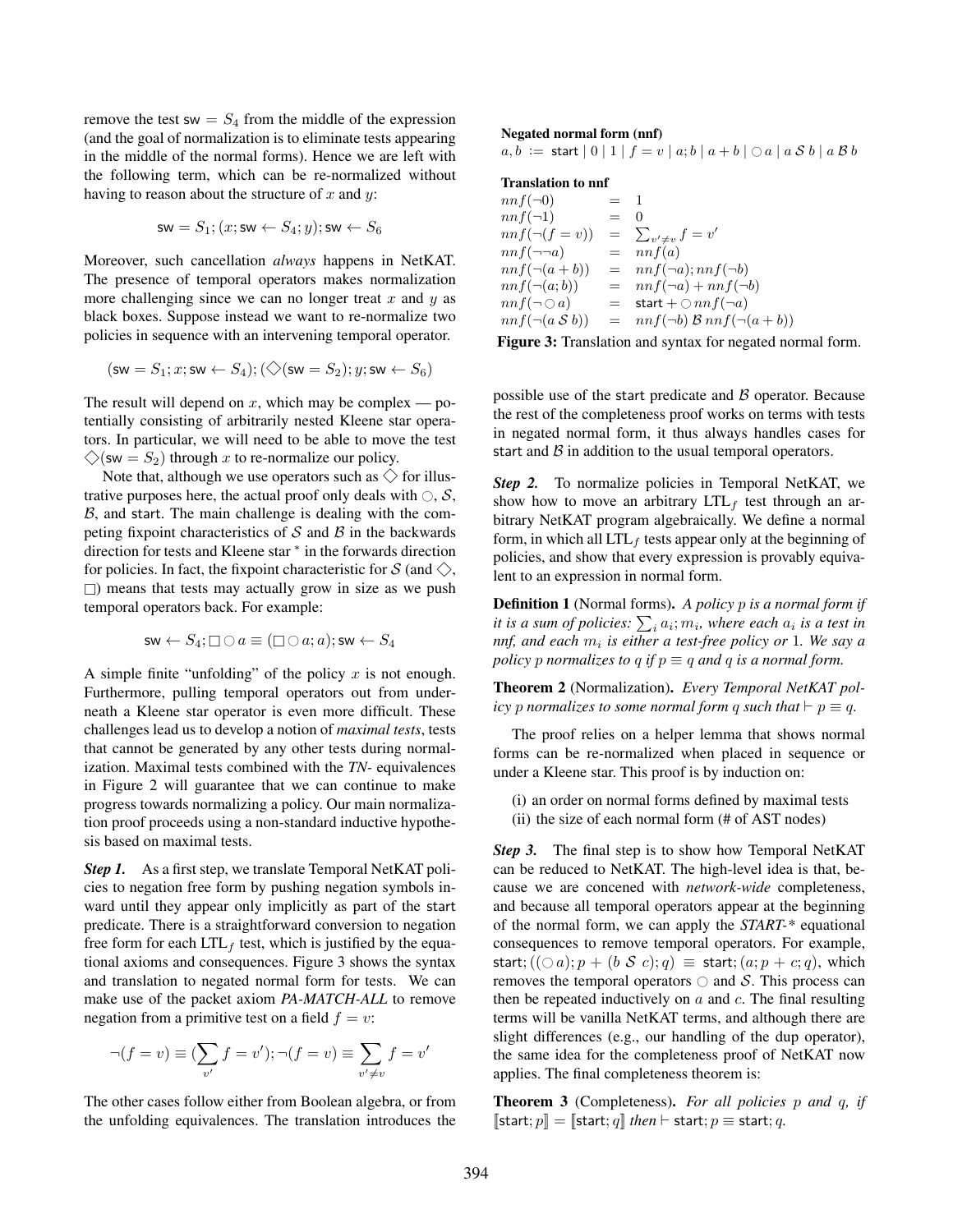remove the test $\mathsf{sw} = S_4$ from the middle of the expression (and the goal of normalization is to eliminate tests appearing in the middle of the normal forms). Hence we are left with the following term, which can be re-normalized without having to reason about the structure of $x$ and $y$:

$$\mathsf{sw} = S_1; (x; \mathsf{sw} \leftarrow S_4; y); \mathsf{sw} \leftarrow S_6$$

Moreover, such cancellation *always* happens in NetKAT. The presence of temporal operators makes normalization more challenging since we can no longer treat $x$ and $y$ as black boxes. Suppose instead we want to re-normalize two policies in sequence with an intervening temporal operator.

$$(\mathsf{sw} = S_1; x; \mathsf{sw} \leftarrow S_4); (\Diamond(\mathsf{sw} = S_2); y; \mathsf{sw} \leftarrow S_6)$$

The result will depend on $x$, which may be complex — potentially consisting of arbitrarily nested Kleene star operators. In particular, we will need to be able to move the test $\Diamond(\mathsf{sw} = S_2)$ through $x$ to re-normalize our policy.

Note that, although we use operators such as $\Diamond$ for illustrative purposes here, the actual proof only deals with $\bigcirc$, $\mathcal{S}$, $\mathcal{B}$, and start. The main challenge is dealing with the competing fixpoint characteristics of $\mathcal{S}$ and $\mathcal{B}$ in the backwards direction for tests and Kleene star $^*$ in the forwards direction for policies. In fact, the fixpoint characteristic for $\mathcal{S}$ (and $\Diamond$, $\Box$) means that tests may actually grow in size as we push temporal operators back. For example:

$$\mathsf{sw} \leftarrow S_4; \Box \bigcirc a \equiv (\Box \bigcirc a; a); \mathsf{sw} \leftarrow S_4$$

A simple finite "unfolding" of the policy $x$ is not enough. Furthermore, pulling temporal operators out from underneath a Kleene star operator is even more difficult. These challenges lead us to develop a notion of *maximal tests*, tests that cannot be generated by any other tests during normalization. Maximal tests combined with the *TN-* equivalences in Figure 2 will guarantee that we can continue to make progress towards normalizing a policy. Our main normalization proof proceeds using a non-standard inductive hypothesis based on maximal tests.

***Step 1.*** As a first step, we translate Temporal NetKAT policies to negation free form by pushing negation symbols inward until they appear only implicitly as part of the start predicate. There is a straightforward conversion to negation free form for each LTL$_f$ test, which is justified by the equational axioms and consequences. Figure 3 shows the syntax and translation to negated normal form for tests. We can make use of the packet axiom *PA-MATCH-ALL* to remove negation from a primitive test on a field $f = v$:

$$\neg(f = v) \equiv (\sum_{v'} f = v'); \neg(f = v) \equiv \sum_{v' \neq v} f = v'$$

The other cases follow either from Boolean algebra, or from the unfolding equivalences. The translation introduces the possible use of the start predicate and $\mathcal{B}$ operator. Because the rest of the completeness proof works on terms with tests in negated normal form, it thus always handles cases for start and $\mathcal{B}$ in addition to the usual temporal operators.

**Negated normal form (nnf)**

$a, b \;:=\; \mathsf{start} \mid 0 \mid 1 \mid f = v \mid a; b \mid a + b \mid \bigcirc a \mid a \,\mathcal{S}\, b \mid a \,\mathcal{B}\, b$

**Translation to nnf**

$$
\begin{array}{lcl}
nnf(\neg 0) & = & 1 \\
nnf(\neg 1) & = & 0 \\
nnf(\neg(f = v)) & = & \sum_{v' \neq v} f = v' \\
nnf(\neg\neg a) & = & nnf(a) \\
nnf(\neg(a + b)) & = & nnf(\neg a); nnf(\neg b) \\
nnf(\neg(a; b)) & = & nnf(\neg a) + nnf(\neg b) \\
nnf(\neg \bigcirc a) & = & \mathsf{start} + \bigcirc\, nnf(\neg a) \\
nnf(\neg(a \,\mathcal{S}\, b)) & = & nnf(\neg b) \,\mathcal{B}\, nnf(\neg(a + b))
\end{array}
$$

**Figure 3:** Translation and syntax for negated normal form.

***Step 2.*** To normalize policies in Temporal NetKAT, we show how to move an arbitrary LTL$_f$ test through an arbitrary NetKAT program algebraically. We define a normal form, in which all LTL$_f$ tests appear only at the beginning of policies, and show that every expression is provably equivalent to an expression in normal form.

**Definition 1** (Normal forms). *A policy $p$ is a normal form if it is a sum of policies: $\sum_i a_i; m_i$, where each $a_i$ is a test in nnf, and each $m_i$ is either a test-free policy or* 1. *We say a policy $p$ normalizes to $q$ if $p \equiv q$ and $q$ is a normal form.*

**Theorem 2** (Normalization). *Every Temporal NetKAT policy $p$ normalizes to some normal form $q$ such that $\vdash p \equiv q$.*

The proof relies on a helper lemma that shows normal forms can be re-normalized when placed in sequence or under a Kleene star. This proof is by induction on:

(i) an order on normal forms defined by maximal tests
(ii) the size of each normal form (# of AST nodes)

***Step 3.*** The final step is to show how Temporal NetKAT can be reduced to NetKAT. The high-level idea is that, because we are concened with *network-wide* completeness, and because all temporal operators appear at the beginning of the normal form, we can apply the *START-\** equational consequences to remove temporal operators. For example, $\mathsf{start}; ((\bigcirc a); p + (b \;\mathcal{S}\; c); q) \;\equiv\; \mathsf{start}; (a; p + c; q)$, which removes the temporal operators $\bigcirc$ and $\mathcal{S}$. This process can then be repeated inductively on $a$ and $c$. The final resulting terms will be vanilla NetKAT terms, and although there are slight differences (e.g., our handling of the dup operator), the same idea for the completeness proof of NetKAT now applies. The final completeness theorem is:

**Theorem 3** (Completeness). *For all policies $p$ and $q$, if $[\![\mathsf{start}; p]\!] = [\![\mathsf{start}; q]\!]$ then $\vdash \mathsf{start}; p \equiv \mathsf{start}; q$.*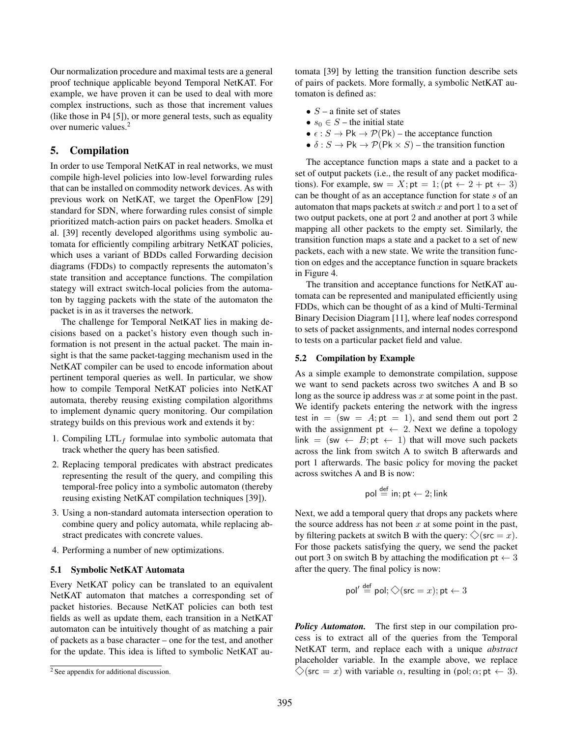Our normalization procedure and maximal tests are a general proof technique applicable beyond Temporal NetKAT. For example, we have proven it can be used to deal with more complex instructions, such as those that increment values (like those in P4 [5]), or more general tests, such as equality over numeric values.[2]

## 5. Compilation

In order to use Temporal NetKAT in real networks, we must compile high-level policies into low-level forwarding rules that can be installed on commodity network devices. As with previous work on NetKAT, we target the OpenFlow [29] standard for SDN, where forwarding rules consist of simple prioritized match-action pairs on packet headers. Smolka et al. [39] recently developed algorithms using symbolic automata for efficiently compiling arbitrary NetKAT policies, which uses a variant of BDDs called Forwarding decision diagrams (FDDs) to compactly represents the automaton's state transition and acceptance functions. The compilation stategy will extract switch-local policies from the automaton by tagging packets with the state of the automaton the packet is in as it traverses the network.

The challenge for Temporal NetKAT lies in making decisions based on a packet's history even though such information is not present in the actual packet. The main insight is that the same packet-tagging mechanism used in the NetKAT compiler can be used to encode information about pertinent temporal queries as well. In particular, we show how to compile Temporal NetKAT policies into NetKAT automata, thereby reusing existing compilation algorithms to implement dynamic query monitoring. Our compilation strategy builds on this previous work and extends it by:

1. Compiling $\text{LTL}_f$ formulae into symbolic automata that track whether the query has been satisfied.
2. Replacing temporal predicates with abstract predicates representing the result of the query, and compiling this temporal-free policy into a symbolic automaton (thereby reusing existing NetKAT compilation techniques [39]).
3. Using a non-standard automata intersection operation to combine query and policy automata, while replacing abstract predicates with concrete values.
4. Performing a number of new optimizations.

### 5.1 Symbolic NetKAT Automata

Every NetKAT policy can be translated to an equivalent NetKAT automaton that matches a corresponding set of packet histories. Because NetKAT policies can both test fields as well as update them, each transition in a NetKAT automaton can be intuitively thought of as matching a pair of packets as a base character – one for the test, and another for the update. This idea is lifted to symbolic NetKAT automata [39] by letting the transition function describe sets of pairs of packets. More formally, a symbolic NetKAT automaton is defined as:

- $S$ – a finite set of states
- $s_0 \in S$ – the initial state
- $\epsilon : S \to \mathsf{Pk} \to \mathcal{P}(\mathsf{Pk})$ – the acceptance function
- $\delta : S \to \mathsf{Pk} \to \mathcal{P}(\mathsf{Pk} \times S)$ – the transition function

The acceptance function maps a state and a packet to a set of output packets (i.e., the result of any packet modifications). For example, $\mathsf{sw} = X; \mathsf{pt} = 1; (\mathsf{pt} \leftarrow 2 + \mathsf{pt} \leftarrow 3)$ can be thought of as an acceptance function for state $s$ of an automaton that maps packets at switch $x$ and port 1 to a set of two output packets, one at port 2 and another at port 3 while mapping all other packets to the empty set. Similarly, the transition function maps a state and a packet to a set of new packets, each with a new state. We write the transition function on edges and the acceptance function in square brackets in Figure 4.

The transition and acceptance functions for NetKAT automata can be represented and manipulated efficiently using FDDs, which can be thought of as a kind of Multi-Terminal Binary Decision Diagram [11], where leaf nodes correspond to sets of packet assignments, and internal nodes correspond to tests on a particular packet field and value.

### 5.2 Compilation by Example

As a simple example to demonstrate compilation, suppose we want to send packets across two switches A and B so long as the source ip address was $x$ at some point in the past. We identify packets entering the network with the ingress test $\mathsf{in} = (\mathsf{sw} = A; \mathsf{pt} = 1)$, and send them out port 2 with the assignment $\mathsf{pt} \leftarrow 2$. Next we define a topology $\mathsf{link} = (\mathsf{sw} \leftarrow B; \mathsf{pt} \leftarrow 1)$ that will move such packets across the link from switch A to switch B afterwards and port 1 afterwards. The basic policy for moving the packet across switches A and B is now:

$$\mathsf{pol} \overset{\mathsf{def}}{=} \mathsf{in}; \mathsf{pt} \leftarrow 2; \mathsf{link}$$

Next, we add a temporal query that drops any packets where the source address has not been $x$ at some point in the past, by filtering packets at switch B with the query: $\diamondsuit(\mathsf{src} = x)$. For those packets satisfying the query, we send the packet out port 3 on switch B by attaching the modification $\mathsf{pt} \leftarrow 3$ after the query. The final policy is now:

$$\mathsf{pol}' \overset{\mathsf{def}}{=} \mathsf{pol}; \diamondsuit(\mathsf{src} = x); \mathsf{pt} \leftarrow 3$$

***Policy Automaton.*** The first step in our compilation process is to extract all of the queries from the Temporal NetKAT term, and replace each with a unique *abstract* placeholder variable. In the example above, we replace $\diamondsuit(\mathsf{src} = x)$ with variable $\alpha$, resulting in $(\mathsf{pol}; \alpha; \mathsf{pt} \leftarrow 3)$.

[2] See appendix for additional discussion.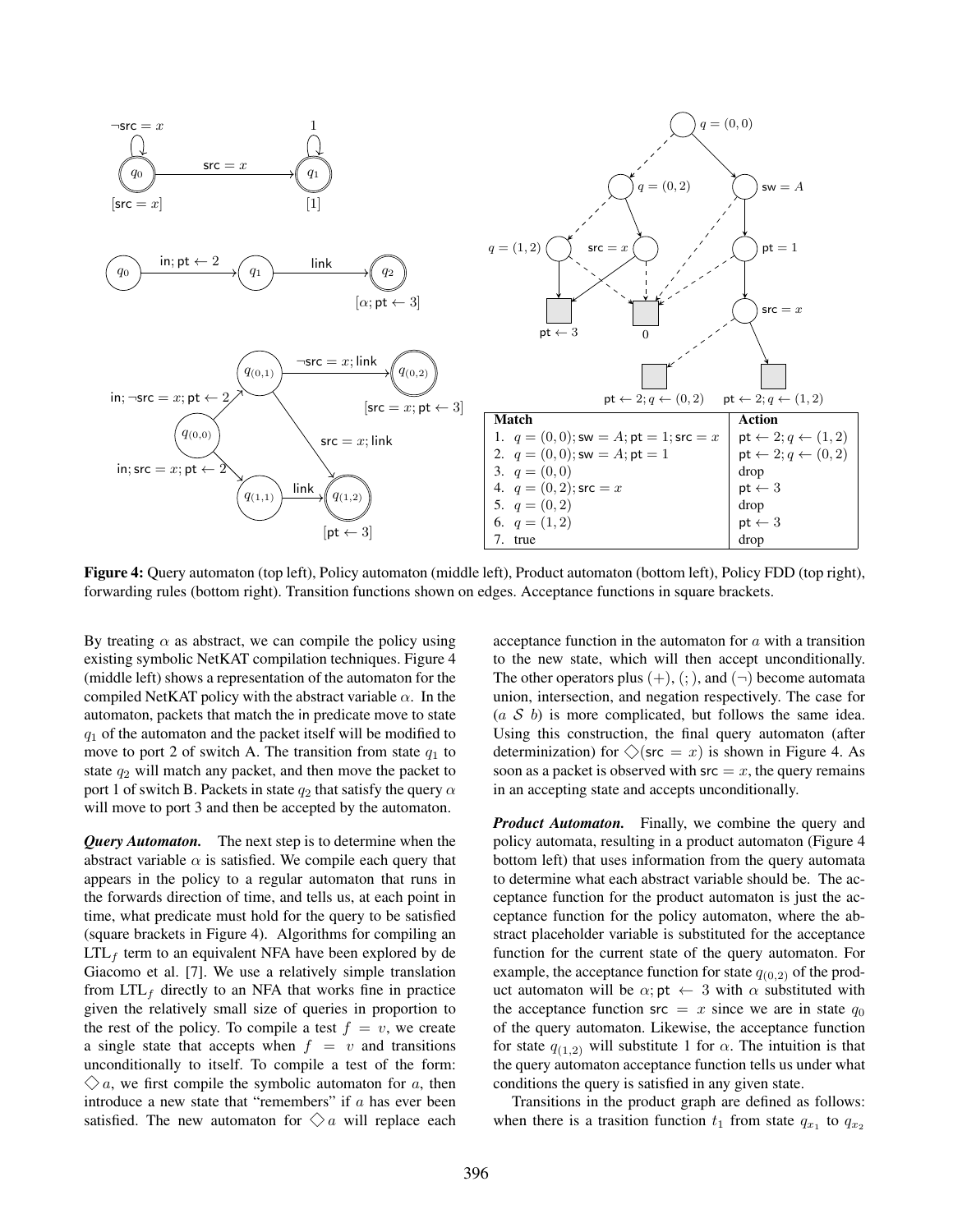| Match | Action |
| --- | --- |
| 1. $q = (0,0)$; $\mathsf{sw} = A$; $\mathsf{pt} = 1$; $\mathsf{src} = x$ | $\mathsf{pt} \leftarrow 2; q \leftarrow (1,2)$ |
| 2. $q = (0,0)$; $\mathsf{sw} = A$; $\mathsf{pt} = 1$ | $\mathsf{pt} \leftarrow 2; q \leftarrow (0,2)$ |
| 3. $q = (0,0)$ | drop |
| 4. $q = (0,2)$; $\mathsf{src} = x$ | $\mathsf{pt} \leftarrow 3$ |
| 5. $q = (0,2)$ | drop |
| 6. $q = (1,2)$ | $\mathsf{pt} \leftarrow 3$ |
| 7. true | drop |

**Figure 4:** Query automaton (top left), Policy automaton (middle left), Product automaton (bottom left), Policy FDD (top right), forwarding rules (bottom right). Transition functions shown on edges. Acceptance functions in square brackets.

By treating $\alpha$ as abstract, we can compile the policy using existing symbolic NetKAT compilation techniques. Figure 4 (middle left) shows a representation of the automaton for the compiled NetKAT policy with the abstract variable $\alpha$. In the automaton, packets that match the in predicate move to state $q_1$ of the automaton and the packet itself will be modified to move to port 2 of switch A. The transition from state $q_1$ to state $q_2$ will match any packet, and then move the packet to port 1 of switch B. Packets in state $q_2$ that satisfy the query $\alpha$ will move to port 3 and then be accepted by the automaton.

***Query Automaton.*** The next step is to determine when the abstract variable $\alpha$ is satisfied. We compile each query that appears in the policy to a regular automaton that runs in the forwards direction of time, and tells us, at each point in time, what predicate must hold for the query to be satisfied (square brackets in Figure 4). Algorithms for compiling an $\text{LTL}_f$ term to an equivalent NFA have been explored by de Giacomo et al. [7]. We use a relatively simple translation from $\text{LTL}_f$ directly to an NFA that works fine in practice given the relatively small size of queries in proportion to the rest of the policy. To compile a test $f = v$, we create a single state that accepts when $f = v$ and transitions unconditionally to itself. To compile a test of the form: $\Diamond a$, we first compile the symbolic automaton for $a$, then introduce a new state that "remembers" if $a$ has ever been satisfied. The new automaton for $\Diamond a$ will replace each acceptance function in the automaton for $a$ with a transition to the new state, which will then accept unconditionally. The other operators plus $(+)$, $(;)$, and $(\neg)$ become automata union, intersection, and negation respectively. The case for $(a\ \mathcal{S}\ b)$ is more complicated, but follows the same idea. Using this construction, the final query automaton (after determinization) for $\Diamond(\mathsf{src} = x)$ is shown in Figure 4. As soon as a packet is observed with $\mathsf{src} = x$, the query remains in an accepting state and accepts unconditionally.

***Product Automaton.*** Finally, we combine the query and policy automata, resulting in a product automaton (Figure 4 bottom left) that uses information from the query automata to determine what each abstract variable should be. The acceptance function for the product automaton is just the acceptance function for the policy automaton, where the abstract placeholder variable is substituted for the acceptance function for the current state of the query automaton. For example, the acceptance function for state $q_{(0,2)}$ of the product automaton will be $\alpha; \mathsf{pt} \leftarrow 3$ with $\alpha$ substituted with the acceptance function $\mathsf{src} = x$ since we are in state $q_0$ of the query automaton. Likewise, the acceptance function for state $q_{(1,2)}$ will substitute 1 for $\alpha$. The intuition is that the query automaton acceptance function tells us under what conditions the query is satisfied in any given state.

Transitions in the product graph are defined as follows: when there is a trasition function $t_1$ from state $q_{x_1}$ to $q_{x_2}$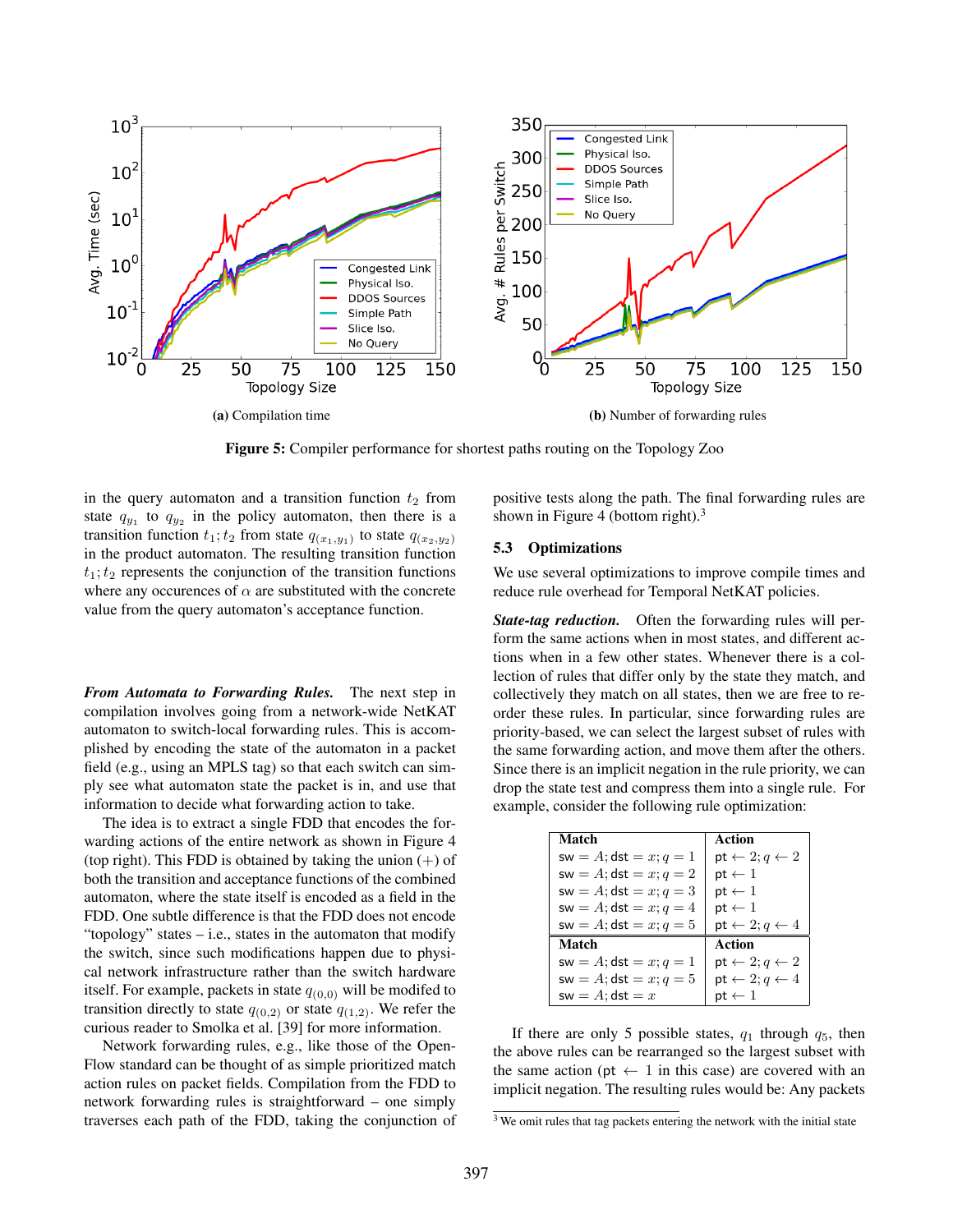(a) Compilation time

(b) Number of forwarding rules

**Figure 5:** Compiler performance for shortest paths routing on the Topology Zoo

in the query automaton and a transition function $t_2$ from state $q_{y_1}$ to $q_{y_2}$ in the policy automaton, then there is a transition function $t_1; t_2$ from state $q_{(x_1,y_1)}$ to state $q_{(x_2,y_2)}$ in the product automaton. The resulting transition function $t_1; t_2$ represents the conjunction of the transition functions where any occurences of $\alpha$ are substituted with the concrete value from the query automaton's acceptance function.

***From Automata to Forwarding Rules.*** The next step in compilation involves going from a network-wide NetKAT automaton to switch-local forwarding rules. This is accomplished by encoding the state of the automaton in a packet field (e.g., using an MPLS tag) so that each switch can simply see what automaton state the packet is in, and use that information to decide what forwarding action to take.

The idea is to extract a single FDD that encodes the forwarding actions of the entire network as shown in Figure 4 (top right). This FDD is obtained by taking the union $(+)$ of both the transition and acceptance functions of the combined automaton, where the state itself is encoded as a field in the FDD. One subtle difference is that the FDD does not encode "topology" states – i.e., states in the automaton that modify the switch, since such modifications happen due to physical network infrastructure rather than the switch hardware itself. For example, packets in state $q_{(0,0)}$ will be modifed to transition directly to state $q_{(0,2)}$ or state $q_{(1,2)}$. We refer the curious reader to Smolka et al. [39] for more information.

Network forwarding rules, e.g., like those of the OpenFlow standard can be thought of as simple prioritized match action rules on packet fields. Compilation from the FDD to network forwarding rules is straightforward – one simply traverses each path of the FDD, taking the conjunction of positive tests along the path. The final forwarding rules are shown in Figure 4 (bottom right).[3]

### 5.3 Optimizations

We use several optimizations to improve compile times and reduce rule overhead for Temporal NetKAT policies.

***State-tag reduction.*** Often the forwarding rules will perform the same actions when in most states, and different actions when in a few other states. Whenever there is a collection of rules that differ only by the state they match, and collectively they match on all states, then we are free to reorder these rules. In particular, since forwarding rules are priority-based, we can select the largest subset of rules with the same forwarding action, and move them after the others. Since there is an implicit negation in the rule priority, we can drop the state test and compress them into a single rule. For example, consider the following rule optimization:

| **Match** | **Action** |
|---|---|
| $\mathsf{sw} = A; \mathsf{dst} = x; q = 1$ | $\mathsf{pt} \leftarrow 2; q \leftarrow 2$ |
| $\mathsf{sw} = A; \mathsf{dst} = x; q = 2$ | $\mathsf{pt} \leftarrow 1$ |
| $\mathsf{sw} = A; \mathsf{dst} = x; q = 3$ | $\mathsf{pt} \leftarrow 1$ |
| $\mathsf{sw} = A; \mathsf{dst} = x; q = 4$ | $\mathsf{pt} \leftarrow 1$ |
| $\mathsf{sw} = A; \mathsf{dst} = x; q = 5$ | $\mathsf{pt} \leftarrow 2; q \leftarrow 4$ |
| **Match** | **Action** |
| $\mathsf{sw} = A; \mathsf{dst} = x; q = 1$ | $\mathsf{pt} \leftarrow 2; q \leftarrow 2$ |
| $\mathsf{sw} = A; \mathsf{dst} = x; q = 5$ | $\mathsf{pt} \leftarrow 2; q \leftarrow 4$ |
| $\mathsf{sw} = A; \mathsf{dst} = x$ | $\mathsf{pt} \leftarrow 1$ |

If there are only 5 possible states, $q_1$ through $q_5$, then the above rules can be rearranged so the largest subset with the same action ($\mathsf{pt} \leftarrow 1$ in this case) are covered with an implicit negation. The resulting rules would be: Any packets

[3] We omit rules that tag packets entering the network with the initial state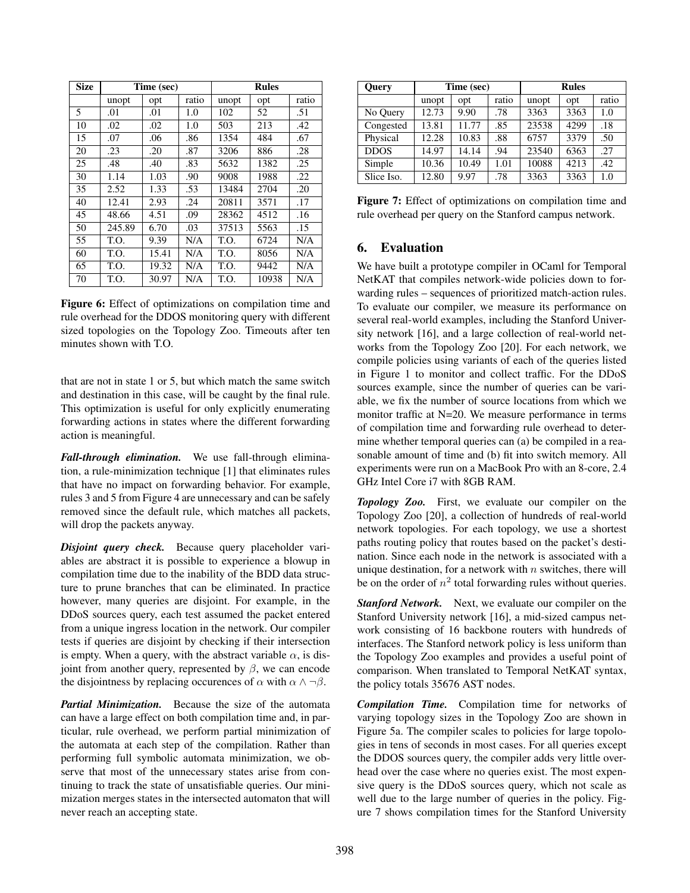| Size | Time (sec) | | | Rules | | |
|---|---|---|---|---|---|---|
| | unopt | opt | ratio | unopt | opt | ratio |
| 5 | .01 | .01 | 1.0 | 102 | 52 | .51 |
| 10 | .02 | .02 | 1.0 | 503 | 213 | .42 |
| 15 | .07 | .06 | .86 | 1354 | 484 | .67 |
| 20 | .23 | .20 | .87 | 3206 | 886 | .28 |
| 25 | .48 | .40 | .83 | 5632 | 1382 | .25 |
| 30 | 1.14 | 1.03 | .90 | 9008 | 1988 | .22 |
| 35 | 2.52 | 1.33 | .53 | 13484 | 2704 | .20 |
| 40 | 12.41 | 2.93 | .24 | 20811 | 3571 | .17 |
| 45 | 48.66 | 4.51 | .09 | 28362 | 4512 | .16 |
| 50 | 245.89 | 6.70 | .03 | 37513 | 5563 | .15 |
| 55 | T.O. | 9.39 | N/A | T.O. | 6724 | N/A |
| 60 | T.O. | 15.41 | N/A | T.O. | 8056 | N/A |
| 65 | T.O. | 19.32 | N/A | T.O. | 9442 | N/A |
| 70 | T.O. | 30.97 | N/A | T.O. | 10938 | N/A |

**Figure 6:** Effect of optimizations on compilation time and rule overhead for the DDOS monitoring query with different sized topologies on the Topology Zoo. Timeouts after ten minutes shown with T.O.

that are not in state 1 or 5, but which match the same switch and destination in this case, will be caught by the final rule. This optimization is useful for only explicitly enumerating forwarding actions in states where the different forwarding action is meaningful.

***Fall-through elimination.*** We use fall-through elimination, a rule-minimization technique [1] that eliminates rules that have no impact on forwarding behavior. For example, rules 3 and 5 from Figure 4 are unnecessary and can be safely removed since the default rule, which matches all packets, will drop the packets anyway.

***Disjoint query check.*** Because query placeholder variables are abstract it is possible to experience a blowup in compilation time due to the inability of the BDD data structure to prune branches that can be eliminated. In practice however, many queries are disjoint. For example, in the DDoS sources query, each test assumed the packet entered from a unique ingress location in the network. Our compiler tests if queries are disjoint by checking if their intersection is empty. When a query, with the abstract variable $\alpha$, is disjoint from another query, represented by $\beta$, we can encode the disjointness by replacing occurences of $\alpha$ with $\alpha \wedge \neg\beta$.

***Partial Minimization.*** Because the size of the automata can have a large effect on both compilation time and, in particular, rule overhead, we perform partial minimization of the automata at each step of the compilation. Rather than performing full symbolic automata minimization, we observe that most of the unnecessary states arise from continuing to track the state of unsatisfiable queries. Our minimization merges states in the intersected automaton that will never reach an accepting state.

| Query | Time (sec) | | | Rules | | |
|---|---|---|---|---|---|---|
| | unopt | opt | ratio | unopt | opt | ratio |
| No Query | 12.73 | 9.90 | .78 | 3363 | 3363 | 1.0 |
| Congested | 13.81 | 11.77 | .85 | 23538 | 4299 | .18 |
| Physical | 12.28 | 10.83 | .88 | 6757 | 3379 | .50 |
| DDOS | 14.97 | 14.14 | .94 | 23540 | 6363 | .27 |
| Simple | 10.36 | 10.49 | 1.01 | 10088 | 4213 | .42 |
| Slice Iso. | 12.80 | 9.97 | .78 | 3363 | 3363 | 1.0 |

**Figure 7:** Effect of optimizations on compilation time and rule overhead per query on the Stanford campus network.

## 6. Evaluation

We have built a prototype compiler in OCaml for Temporal NetKAT that compiles network-wide policies down to forwarding rules – sequences of prioritized match-action rules. To evaluate our compiler, we measure its performance on several real-world examples, including the Stanford University network [16], and a large collection of real-world networks from the Topology Zoo [20]. For each network, we compile policies using variants of each of the queries listed in Figure 1 to monitor and collect traffic. For the DDoS sources example, since the number of queries can be variable, we fix the number of source locations from which we monitor traffic at N=20. We measure performance in terms of compilation time and forwarding rule overhead to determine whether temporal queries can (a) be compiled in a reasonable amount of time and (b) fit into switch memory. All experiments were run on a MacBook Pro with an 8-core, 2.4 GHz Intel Core i7 with 8GB RAM.

***Topology Zoo.*** First, we evaluate our compiler on the Topology Zoo [20], a collection of hundreds of real-world network topologies. For each topology, we use a shortest paths routing policy that routes based on the packet's destination. Since each node in the network is associated with a unique destination, for a network with $n$ switches, there will be on the order of $n^2$ total forwarding rules without queries.

***Stanford Network.*** Next, we evaluate our compiler on the Stanford University network [16], a mid-sized campus network consisting of 16 backbone routers with hundreds of interfaces. The Stanford network policy is less uniform than the Topology Zoo examples and provides a useful point of comparison. When translated to Temporal NetKAT syntax, the policy totals 35676 AST nodes.

***Compilation Time.*** Compilation time for networks of varying topology sizes in the Topology Zoo are shown in Figure 5a. The compiler scales to policies for large topologies in tens of seconds in most cases. For all queries except the DDOS sources query, the compiler adds very little overhead over the case where no queries exist. The most expensive query is the DDoS sources query, which not scale as well due to the large number of queries in the policy. Figure 7 shows compilation times for the Stanford University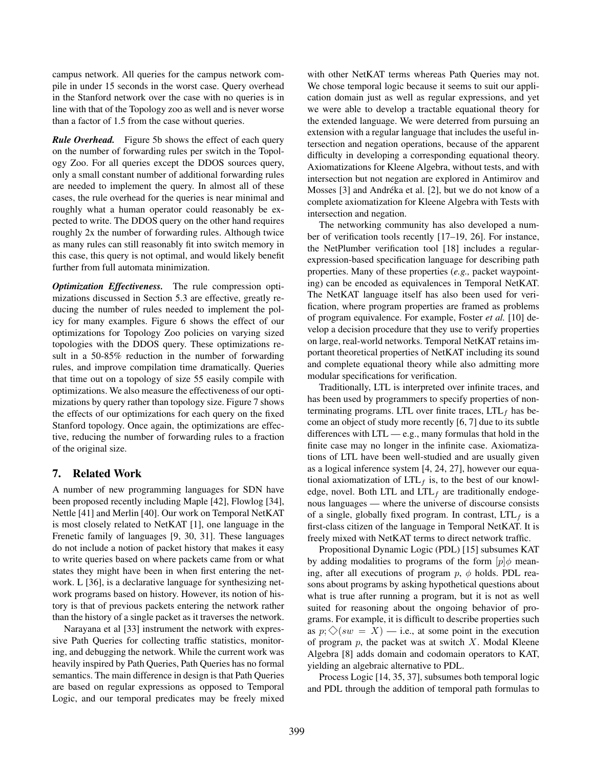campus network. All queries for the campus network compile in under 15 seconds in the worst case. Query overhead in the Stanford network over the case with no queries is in line with that of the Topology zoo as well and is never worse than a factor of 1.5 from the case without queries.

***Rule Overhead.*** Figure 5b shows the effect of each query on the number of forwarding rules per switch in the Topology Zoo. For all queries except the DDOS sources query, only a small constant number of additional forwarding rules are needed to implement the query. In almost all of these cases, the rule overhead for the queries is near minimal and roughly what a human operator could reasonably be expected to write. The DDOS query on the other hand requires roughly 2x the number of forwarding rules. Although twice as many rules can still reasonably fit into switch memory in this case, this query is not optimal, and would likely benefit further from full automata minimization.

***Optimization Effectiveness.*** The rule compression optimizations discussed in Section 5.3 are effective, greatly reducing the number of rules needed to implement the policy for many examples. Figure 6 shows the effect of our optimizations for Topology Zoo policies on varying sized topologies with the DDOS query. These optimizations result in a 50-85% reduction in the number of forwarding rules, and improve compilation time dramatically. Queries that time out on a topology of size 55 easily compile with optimizations. We also measure the effectiveness of our optimizations by query rather than topology size. Figure 7 shows the effects of our optimizations for each query on the fixed Stanford topology. Once again, the optimizations are effective, reducing the number of forwarding rules to a fraction of the original size.

## 7. Related Work

A number of new programming languages for SDN have been proposed recently including Maple [42], Flowlog [34], Nettle [41] and Merlin [40]. Our work on Temporal NetKAT is most closely related to NetKAT [1], one language in the Frenetic family of languages [9, 30, 31]. These languages do not include a notion of packet history that makes it easy to write queries based on where packets came from or what states they might have been in when first entering the network. L [36], is a declarative language for synthesizing network programs based on history. However, its notion of history is that of previous packets entering the network rather than the history of a single packet as it traverses the network.

Narayana et al [33] instrument the network with expressive Path Queries for collecting traffic statistics, monitoring, and debugging the network. While the current work was heavily inspired by Path Queries, Path Queries has no formal semantics. The main difference in design is that Path Queries are based on regular expressions as opposed to Temporal Logic, and our temporal predicates may be freely mixed with other NetKAT terms whereas Path Queries may not. We chose temporal logic because it seems to suit our application domain just as well as regular expressions, and yet we were able to develop a tractable equational theory for the extended language. We were deterred from pursuing an extension with a regular language that includes the useful intersection and negation operations, because of the apparent difficulty in developing a corresponding equational theory. Axiomatizations for Kleene Algebra, without tests, and with intersection but not negation are explored in Antimirov and Mosses [3] and Andréka et al. [2], but we do not know of a complete axiomatization for Kleene Algebra with Tests with intersection and negation.

The networking community has also developed a number of verification tools recently [17–19, 26]. For instance, the NetPlumber verification tool [18] includes a regular-expression-based specification language for describing path properties. Many of these properties (*e.g.,* packet waypointing) can be encoded as equivalences in Temporal NetKAT. The NetKAT language itself has also been used for verification, where program properties are framed as problems of program equivalence. For example, Foster *et al.* [10] develop a decision procedure that they use to verify properties on large, real-world networks. Temporal NetKAT retains important theoretical properties of NetKAT including its sound and complete equational theory while also admitting more modular specifications for verification.

Traditionally, LTL is interpreted over infinite traces, and has been used by programmers to specify properties of non-terminating programs. LTL over finite traces, $\text{LTL}_f$ has become an object of study more recently [6, 7] due to its subtle differences with LTL — e.g., many formulas that hold in the finite case may no longer in the infinite case. Axiomatizations of LTL have been well-studied and are usually given as a logical inference system [4, 24, 27], however our equational axiomatization of $\text{LTL}_f$ is, to the best of our knowledge, novel. Both LTL and $\text{LTL}_f$ are traditionally endogenous languages — where the universe of discourse consists of a single, globally fixed program. In contrast, $\text{LTL}_f$ is a first-class citizen of the language in Temporal NetKAT. It is freely mixed with NetKAT terms to direct network traffic.

Propositional Dynamic Logic (PDL) [15] subsumes KAT by adding modalities to programs of the form $[p]\phi$ meaning, after all executions of program $p$, $\phi$ holds. PDL reasons about programs by asking hypothetical questions about what is true after running a program, but it is not as well suited for reasoning about the ongoing behavior of programs. For example, it is difficult to describe properties such as $p; \diamondsuit(sw = X)$ — i.e., at some point in the execution of program $p$, the packet was at switch $X$. Modal Kleene Algebra [8] adds domain and codomain operators to KAT, yielding an algebraic alternative to PDL.

Process Logic [14, 35, 37], subsumes both temporal logic and PDL through the addition of temporal path formulas to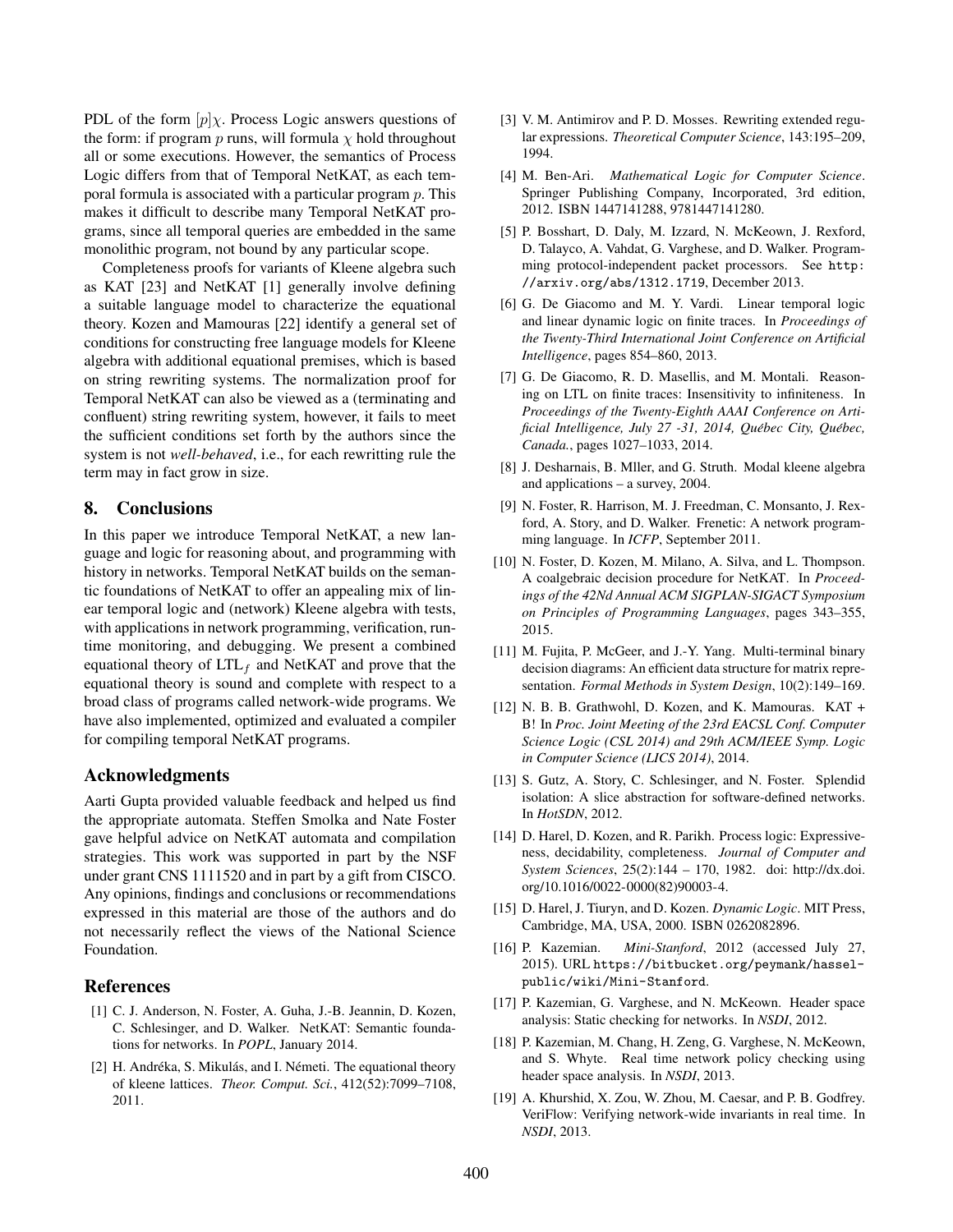PDL of the form $[p]\chi$. Process Logic answers questions of the form: if program $p$ runs, will formula $\chi$ hold throughout all or some executions. However, the semantics of Process Logic differs from that of Temporal NetKAT, as each temporal formula is associated with a particular program $p$. This makes it difficult to describe many Temporal NetKAT programs, since all temporal queries are embedded in the same monolithic program, not bound by any particular scope.

Completeness proofs for variants of Kleene algebra such as KAT [23] and NetKAT [1] generally involve defining a suitable language model to characterize the equational theory. Kozen and Mamouras [22] identify a general set of conditions for constructing free language models for Kleene algebra with additional equational premises, which is based on string rewriting systems. The normalization proof for Temporal NetKAT can also be viewed as a (terminating and confluent) string rewriting system, however, it fails to meet the sufficient conditions set forth by the authors since the system is not *well-behaved*, i.e., for each rewritting rule the term may in fact grow in size.

## 8. Conclusions

In this paper we introduce Temporal NetKAT, a new language and logic for reasoning about, and programming with history in networks. Temporal NetKAT builds on the semantic foundations of NetKAT to offer an appealing mix of linear temporal logic and (network) Kleene algebra with tests, with applications in network programming, verification, runtime monitoring, and debugging. We present a combined equational theory of $\text{LTL}_f$ and NetKAT and prove that the equational theory is sound and complete with respect to a broad class of programs called network-wide programs. We have also implemented, optimized and evaluated a compiler for compiling temporal NetKAT programs.

## Acknowledgments

Aarti Gupta provided valuable feedback and helped us find the appropriate automata. Steffen Smolka and Nate Foster gave helpful advice on NetKAT automata and compilation strategies. This work was supported in part by the NSF under grant CNS 1111520 and in part by a gift from CISCO. Any opinions, findings and conclusions or recommendations expressed in this material are those of the authors and do not necessarily reflect the views of the National Science Foundation.

## References

[1] C. J. Anderson, N. Foster, A. Guha, J.-B. Jeannin, D. Kozen, C. Schlesinger, and D. Walker. NetKAT: Semantic foundations for networks. In *POPL*, January 2014.

[2] H. Andréka, S. Mikulás, and I. Németi. The equational theory of kleene lattices. *Theor. Comput. Sci.*, 412(52):7099–7108, 2011.

[3] V. M. Antimirov and P. D. Mosses. Rewriting extended regular expressions. *Theoretical Computer Science*, 143:195–209, 1994.

[4] M. Ben-Ari. *Mathematical Logic for Computer Science*. Springer Publishing Company, Incorporated, 3rd edition, 2012. ISBN 1447141288, 9781447141280.

[5] P. Bosshart, D. Daly, M. Izzard, N. McKeown, J. Rexford, D. Talayco, A. Vahdat, G. Varghese, and D. Walker. Programming protocol-independent packet processors. See `http://arxiv.org/abs/1312.1719`, December 2013.

[6] G. De Giacomo and M. Y. Vardi. Linear temporal logic and linear dynamic logic on finite traces. In *Proceedings of the Twenty-Third International Joint Conference on Artificial Intelligence*, pages 854–860, 2013.

[7] G. De Giacomo, R. D. Masellis, and M. Montali. Reasoning on LTL on finite traces: Insensitivity to infiniteness. In *Proceedings of the Twenty-Eighth AAAI Conference on Artificial Intelligence, July 27 -31, 2014, Québec City, Québec, Canada.*, pages 1027–1033, 2014.

[8] J. Desharnais, B. Mller, and G. Struth. Modal kleene algebra and applications – a survey, 2004.

[9] N. Foster, R. Harrison, M. J. Freedman, C. Monsanto, J. Rexford, A. Story, and D. Walker. Frenetic: A network programming language. In *ICFP*, September 2011.

[10] N. Foster, D. Kozen, M. Milano, A. Silva, and L. Thompson. A coalgebraic decision procedure for NetKAT. In *Proceedings of the 42Nd Annual ACM SIGPLAN-SIGACT Symposium on Principles of Programming Languages*, pages 343–355, 2015.

[11] M. Fujita, P. McGeer, and J.-Y. Yang. Multi-terminal binary decision diagrams: An efficient data structure for matrix representation. *Formal Methods in System Design*, 10(2):149–169.

[12] N. B. B. Grathwohl, D. Kozen, and K. Mamouras. KAT + B! In *Proc. Joint Meeting of the 23rd EACSL Conf. Computer Science Logic (CSL 2014) and 29th ACM/IEEE Symp. Logic in Computer Science (LICS 2014)*, 2014.

[13] S. Gutz, A. Story, C. Schlesinger, and N. Foster. Splendid isolation: A slice abstraction for software-defined networks. In *HotSDN*, 2012.

[14] D. Harel, D. Kozen, and R. Parikh. Process logic: Expressiveness, decidability, completeness. *Journal of Computer and System Sciences*, 25(2):144 – 170, 1982. doi: http://dx.doi.org/10.1016/0022-0000(82)90003-4.

[15] D. Harel, J. Tiuryn, and D. Kozen. *Dynamic Logic*. MIT Press, Cambridge, MA, USA, 2000. ISBN 0262082896.

[16] P. Kazemian. *Mini-Stanford*, 2012 (accessed July 27, 2015). URL `https://bitbucket.org/peymank/hassel-public/wiki/Mini-Stanford`.

[17] P. Kazemian, G. Varghese, and N. McKeown. Header space analysis: Static checking for networks. In *NSDI*, 2012.

[18] P. Kazemian, M. Chang, H. Zeng, G. Varghese, N. McKeown, and S. Whyte. Real time network policy checking using header space analysis. In *NSDI*, 2013.

[19] A. Khurshid, X. Zou, W. Zhou, M. Caesar, and P. B. Godfrey. VeriFlow: Verifying network-wide invariants in real time. In *NSDI*, 2013.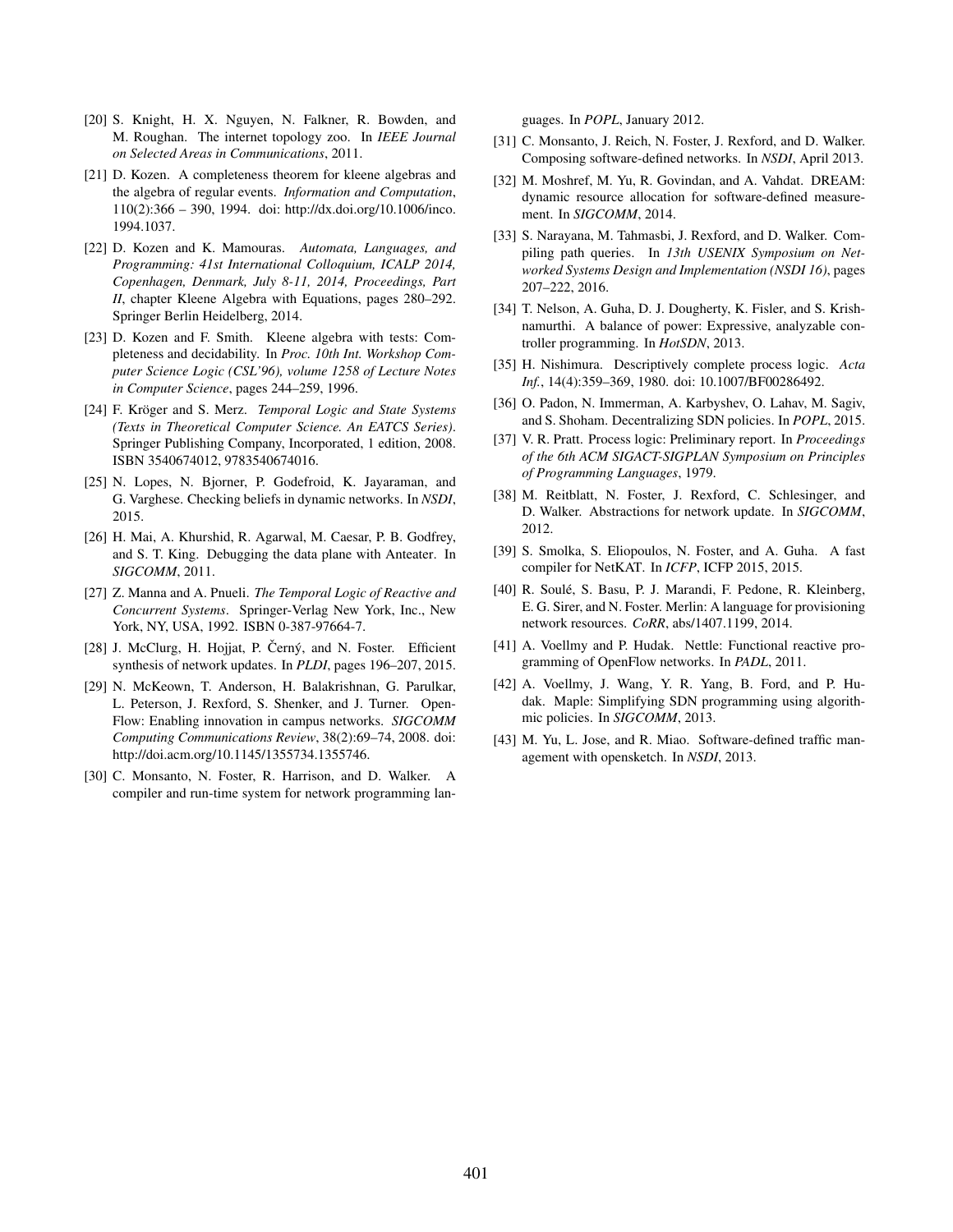[20] S. Knight, H. X. Nguyen, N. Falkner, R. Bowden, and M. Roughan. The internet topology zoo. In *IEEE Journal on Selected Areas in Communications*, 2011.

[21] D. Kozen. A completeness theorem for kleene algebras and the algebra of regular events. *Information and Computation*, 110(2):366 – 390, 1994. doi: http://dx.doi.org/10.1006/inco.1994.1037.

[22] D. Kozen and K. Mamouras. *Automata, Languages, and Programming: 41st International Colloquium, ICALP 2014, Copenhagen, Denmark, July 8-11, 2014, Proceedings, Part II*, chapter Kleene Algebra with Equations, pages 280–292. Springer Berlin Heidelberg, 2014.

[23] D. Kozen and F. Smith. Kleene algebra with tests: Completeness and decidability. In *Proc. 10th Int. Workshop Computer Science Logic (CSL'96), volume 1258 of Lecture Notes in Computer Science*, pages 244–259, 1996.

[24] F. Kröger and S. Merz. *Temporal Logic and State Systems (Texts in Theoretical Computer Science. An EATCS Series)*. Springer Publishing Company, Incorporated, 1 edition, 2008. ISBN 3540674012, 9783540674016.

[25] N. Lopes, N. Bjorner, P. Godefroid, K. Jayaraman, and G. Varghese. Checking beliefs in dynamic networks. In *NSDI*, 2015.

[26] H. Mai, A. Khurshid, R. Agarwal, M. Caesar, P. B. Godfrey, and S. T. King. Debugging the data plane with Anteater. In *SIGCOMM*, 2011.

[27] Z. Manna and A. Pnueli. *The Temporal Logic of Reactive and Concurrent Systems*. Springer-Verlag New York, Inc., New York, NY, USA, 1992. ISBN 0-387-97664-7.

[28] J. McClurg, H. Hojjat, P. Černý, and N. Foster. Efficient synthesis of network updates. In *PLDI*, pages 196–207, 2015.

[29] N. McKeown, T. Anderson, H. Balakrishnan, G. Parulkar, L. Peterson, J. Rexford, S. Shenker, and J. Turner. OpenFlow: Enabling innovation in campus networks. *SIGCOMM Computing Communications Review*, 38(2):69–74, 2008. doi: http://doi.acm.org/10.1145/1355734.1355746.

[30] C. Monsanto, N. Foster, R. Harrison, and D. Walker. A compiler and run-time system for network programming languages. In *POPL*, January 2012.

[31] C. Monsanto, J. Reich, N. Foster, J. Rexford, and D. Walker. Composing software-defined networks. In *NSDI*, April 2013.

[32] M. Moshref, M. Yu, R. Govindan, and A. Vahdat. DREAM: dynamic resource allocation for software-defined measurement. In *SIGCOMM*, 2014.

[33] S. Narayana, M. Tahmasbi, J. Rexford, and D. Walker. Compiling path queries. In *13th USENIX Symposium on Networked Systems Design and Implementation (NSDI 16)*, pages 207–222, 2016.

[34] T. Nelson, A. Guha, D. J. Dougherty, K. Fisler, and S. Krishnamurthi. A balance of power: Expressive, analyzable controller programming. In *HotSDN*, 2013.

[35] H. Nishimura. Descriptively complete process logic. *Acta Inf.*, 14(4):359–369, 1980. doi: 10.1007/BF00286492.

[36] O. Padon, N. Immerman, A. Karbyshev, O. Lahav, M. Sagiv, and S. Shoham. Decentralizing SDN policies. In *POPL*, 2015.

[37] V. R. Pratt. Process logic: Preliminary report. In *Proceedings of the 6th ACM SIGACT-SIGPLAN Symposium on Principles of Programming Languages*, 1979.

[38] M. Reitblatt, N. Foster, J. Rexford, C. Schlesinger, and D. Walker. Abstractions for network update. In *SIGCOMM*, 2012.

[39] S. Smolka, S. Eliopoulos, N. Foster, and A. Guha. A fast compiler for NetKAT. In *ICFP*, ICFP 2015, 2015.

[40] R. Soulé, S. Basu, P. J. Marandi, F. Pedone, R. Kleinberg, E. G. Sirer, and N. Foster. Merlin: A language for provisioning network resources. *CoRR*, abs/1407.1199, 2014.

[41] A. Voellmy and P. Hudak. Nettle: Functional reactive programming of OpenFlow networks. In *PADL*, 2011.

[42] A. Voellmy, J. Wang, Y. R. Yang, B. Ford, and P. Hudak. Maple: Simplifying SDN programming using algorithmic policies. In *SIGCOMM*, 2013.

[43] M. Yu, L. Jose, and R. Miao. Software-defined traffic management with opensketch. In *NSDI*, 2013.